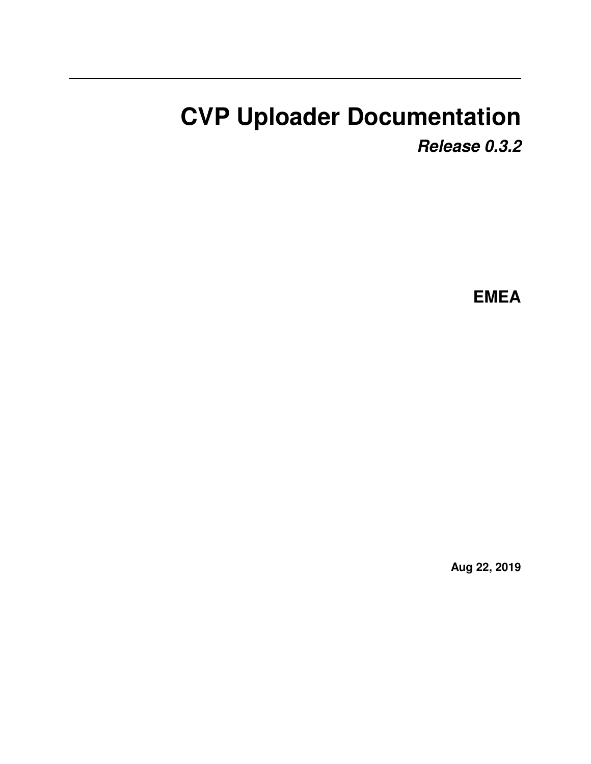# CVP Uploader Documentation

***Release 0.3.2***

**EMEA**

**Aug 22, 2019**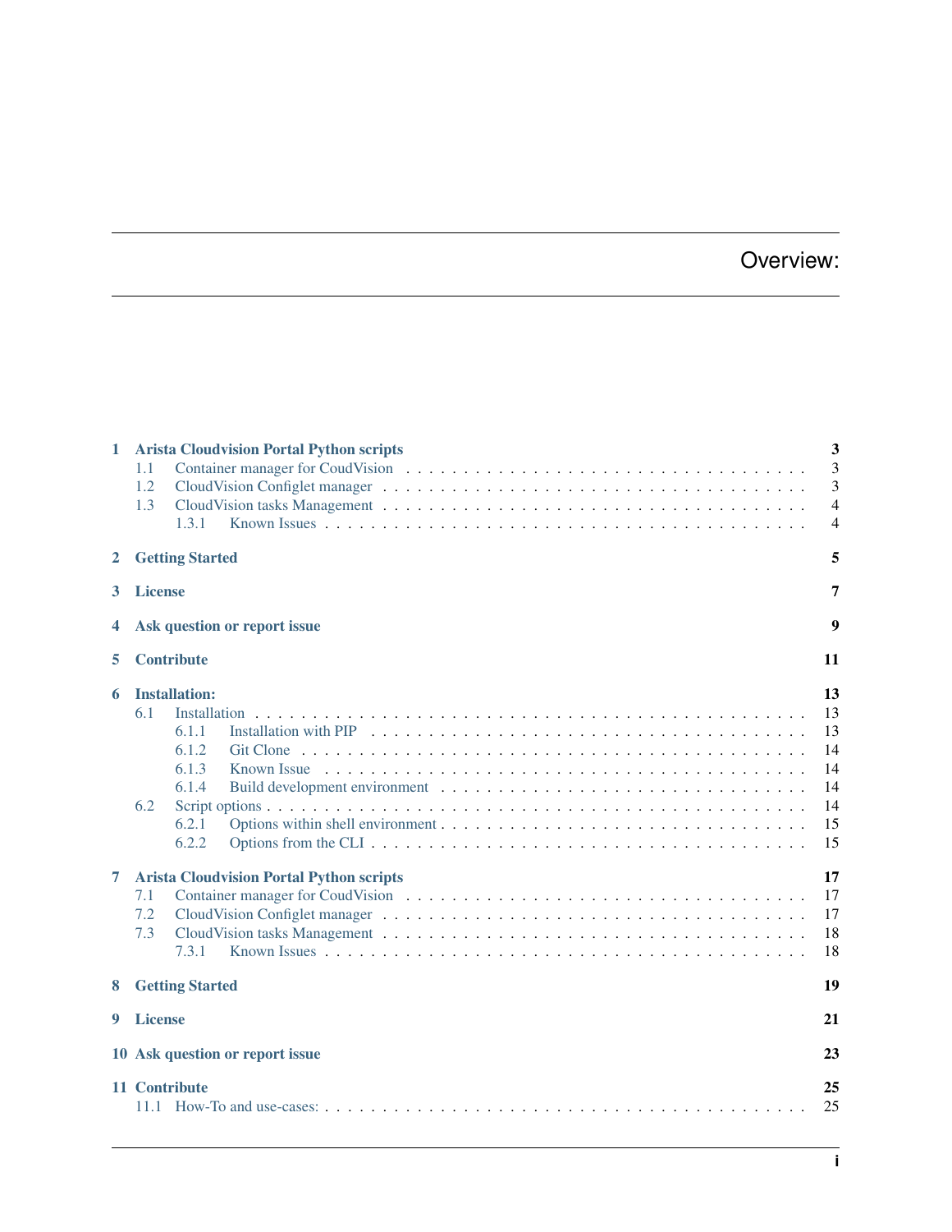# Overview:

1 Arista Cloudvision Portal Python scripts 3
- 1.1 Container manager for CoudVision 3
- 1.2 CloudVision Configlet manager 3
- 1.3 CloudVision tasks Management 4
  - 1.3.1 Known Issues 4

2 Getting Started 5

3 License 7

4 Ask question or report issue 9

5 Contribute 11

6 Installation: 13
- 6.1 Installation 13
  - 6.1.1 Installation with PIP 13
  - 6.1.2 Git Clone 14
  - 6.1.3 Known Issue 14
  - 6.1.4 Build development environment 14
- 6.2 Script options 14
  - 6.2.1 Options within shell environment 15
  - 6.2.2 Options from the CLI 15

7 Arista Cloudvision Portal Python scripts 17
- 7.1 Container manager for CoudVision 17
- 7.2 CloudVision Configlet manager 17
- 7.3 CloudVision tasks Management 18
  - 7.3.1 Known Issues 18

8 Getting Started 19

9 License 21

10 Ask question or report issue 23

11 Contribute 25
- 11.1 How-To and use-cases: 25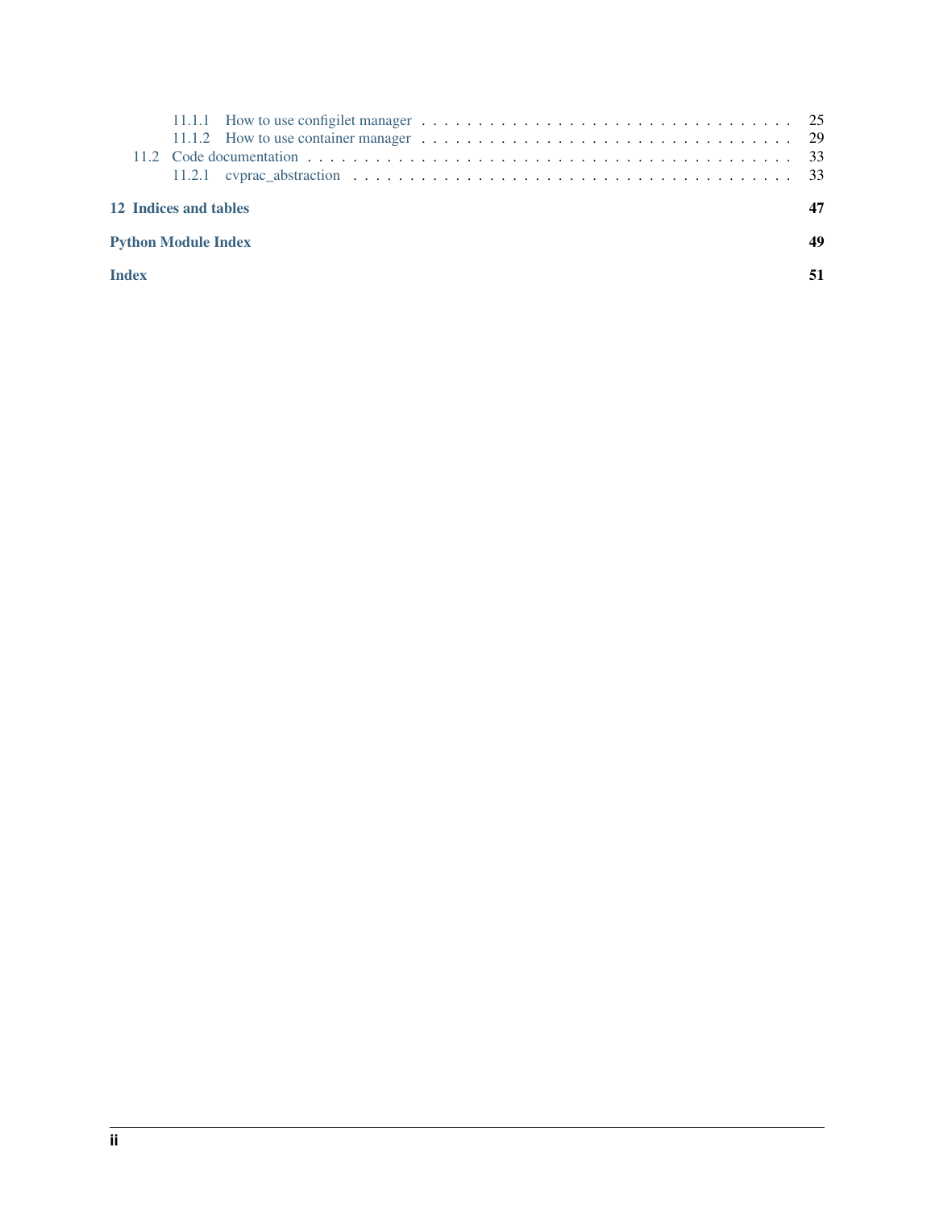- 11.1.1 How to use configilet manager . . . . . . . . . . 25
- 11.1.2 How to use container manager . . . . . . . . . . 29
- 11.2 Code documentation . . . . . . . . . . 33
  - 11.2.1 cvprac_abstraction . . . . . . . . . . 33

**12 Indices and tables** **47**

**Python Module Index** **49**

**Index** **51**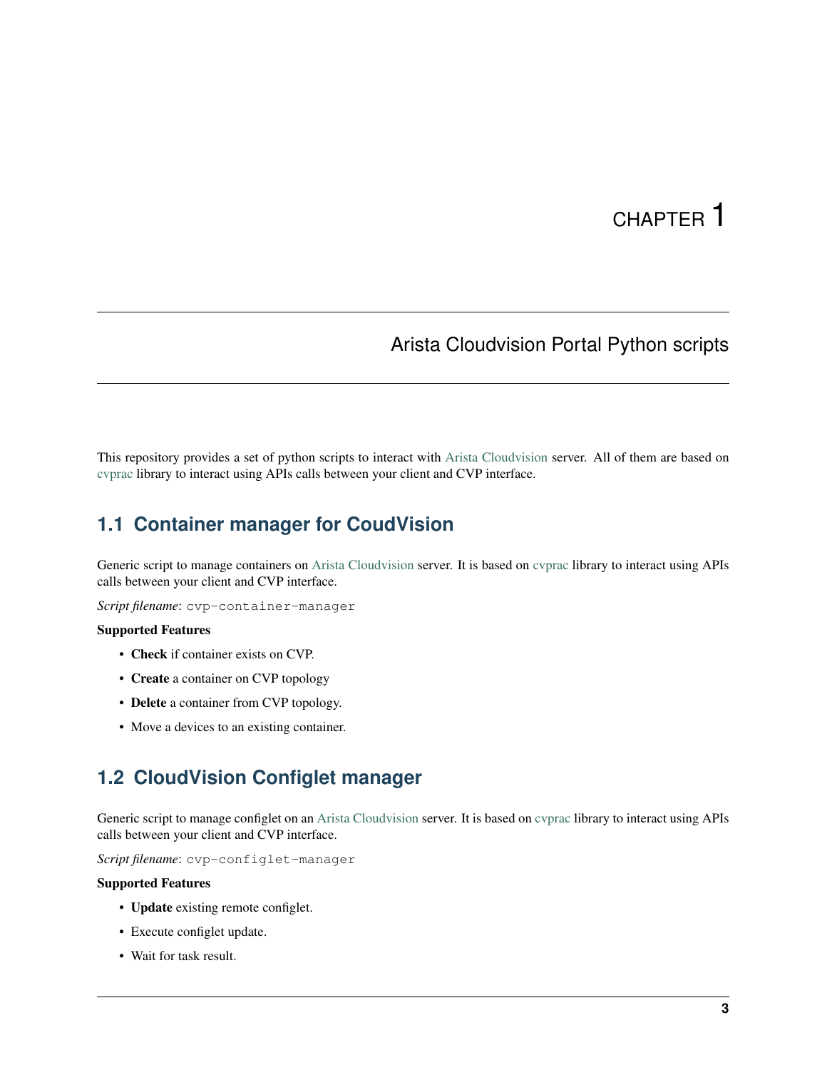# CHAPTER 1

## Arista Cloudvision Portal Python scripts

This repository provides a set of python scripts to interact with Arista Cloudvision server. All of them are based on cvprac library to interact using APIs calls between your client and CVP interface.

### 1.1 Container manager for CoudVision

Generic script to manage containers on Arista Cloudvision server. It is based on cvprac library to interact using APIs calls between your client and CVP interface.

*Script filename*: `cvp-container-manager`

**Supported Features**

- **Check** if container exists on CVP.
- **Create** a container on CVP topology
- **Delete** a container from CVP topology.
- Move a devices to an existing container.

### 1.2 CloudVision Configlet manager

Generic script to manage configlet on an Arista Cloudvision server. It is based on cvprac library to interact using APIs calls between your client and CVP interface.

*Script filename*: `cvp-configlet-manager`

**Supported Features**

- **Update** existing remote configlet.
- Execute configlet update.
- Wait for task result.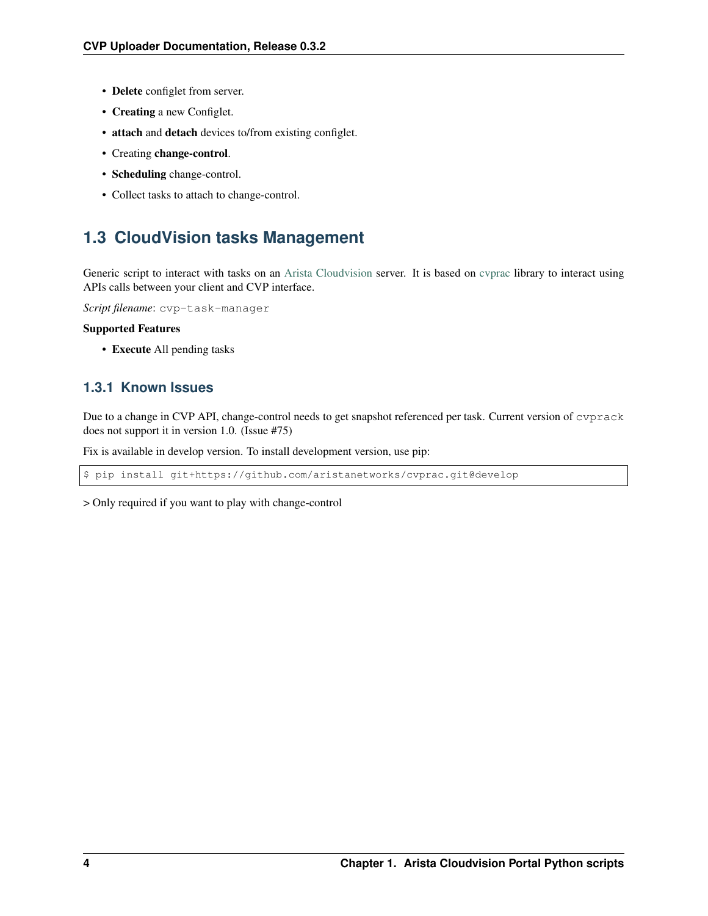- **Delete** configlet from server.
- **Creating** a new Configlet.
- **attach** and **detach** devices to/from existing configlet.
- Creating **change-control**.
- **Scheduling** change-control.
- Collect tasks to attach to change-control.

## 1.3 CloudVision tasks Management

Generic script to interact with tasks on an Arista Cloudvision server. It is based on cvprac library to interact using APIs calls between your client and CVP interface.

*Script filename*: `cvp-task-manager`

**Supported Features**

- **Execute** All pending tasks

### 1.3.1 Known Issues

Due to a change in CVP API, change-control needs to get snapshot referenced per task. Current version of `cvprack` does not support it in version 1.0. (Issue #75)

Fix is available in develop version. To install development version, use pip:

```
$ pip install git+https://github.com/aristanetworks/cvprac.git@develop
```

> Only required if you want to play with change-control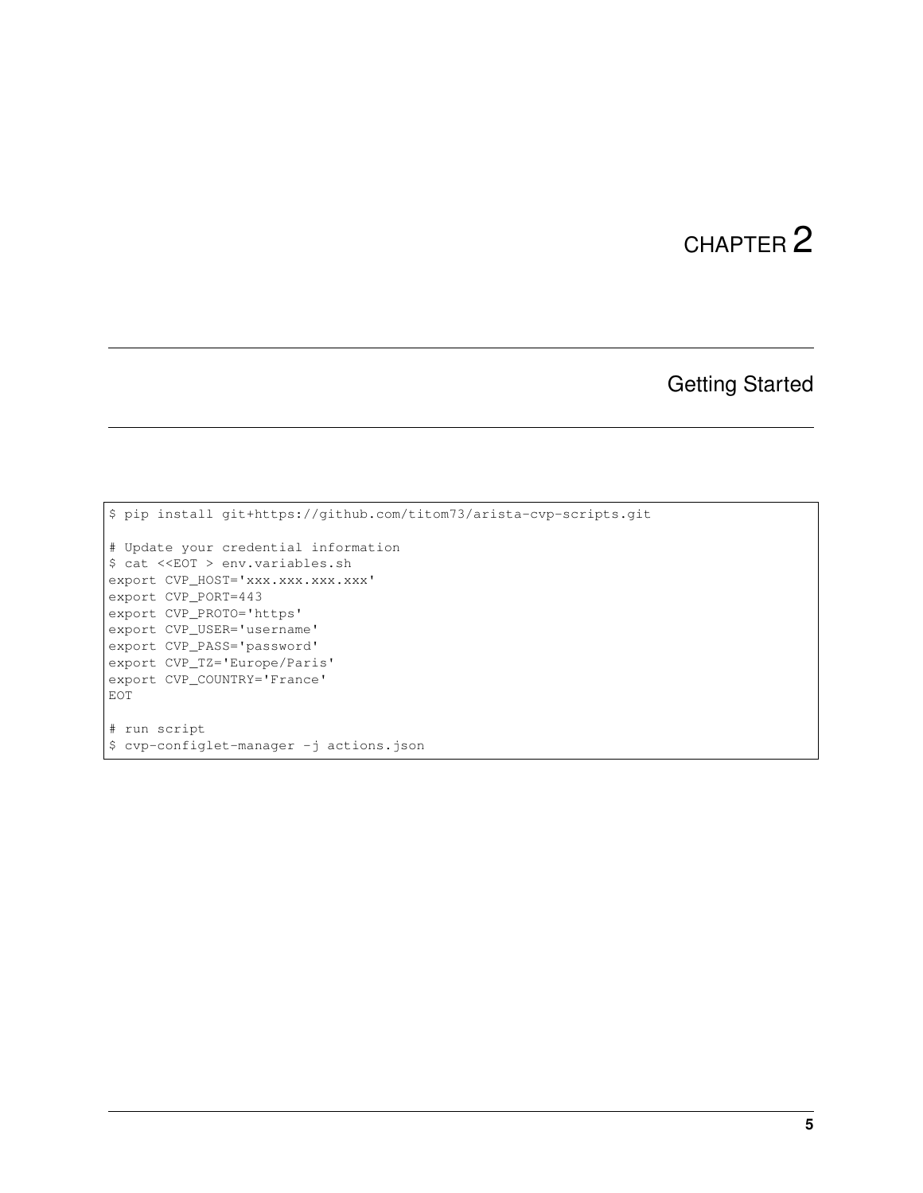# CHAPTER 2

## Getting Started

```
$ pip install git+https://github.com/titom73/arista-cvp-scripts.git

# Update your credential information
$ cat <<EOT > env.variables.sh
export CVP_HOST='xxx.xxx.xxx.xxx'
export CVP_PORT=443
export CVP_PROTO='https'
export CVP_USER='username'
export CVP_PASS='password'
export CVP_TZ='Europe/Paris'
export CVP_COUNTRY='France'
EOT

# run script
$ cvp-configlet-manager -j actions.json
```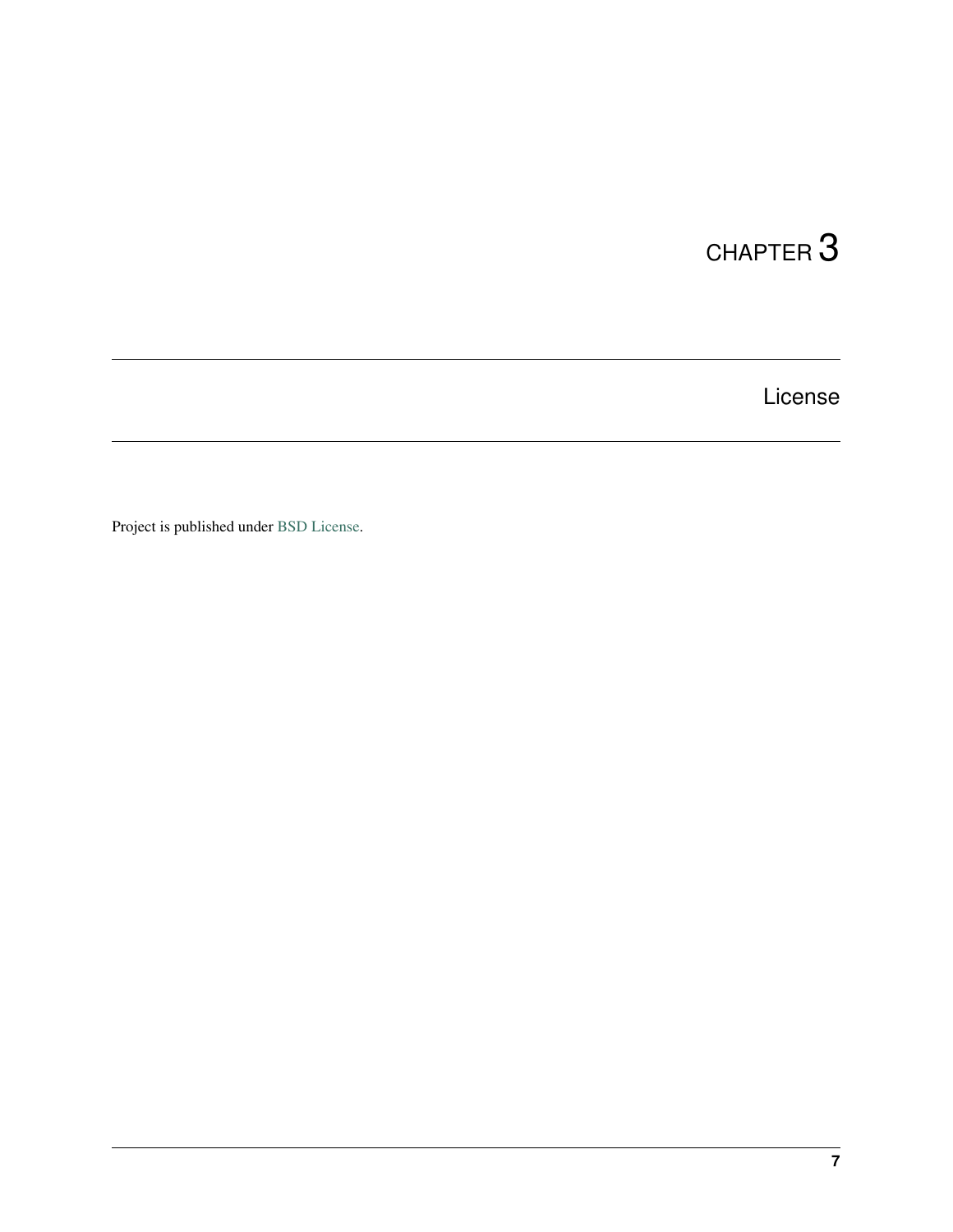# CHAPTER 3

## License

Project is published under BSD License.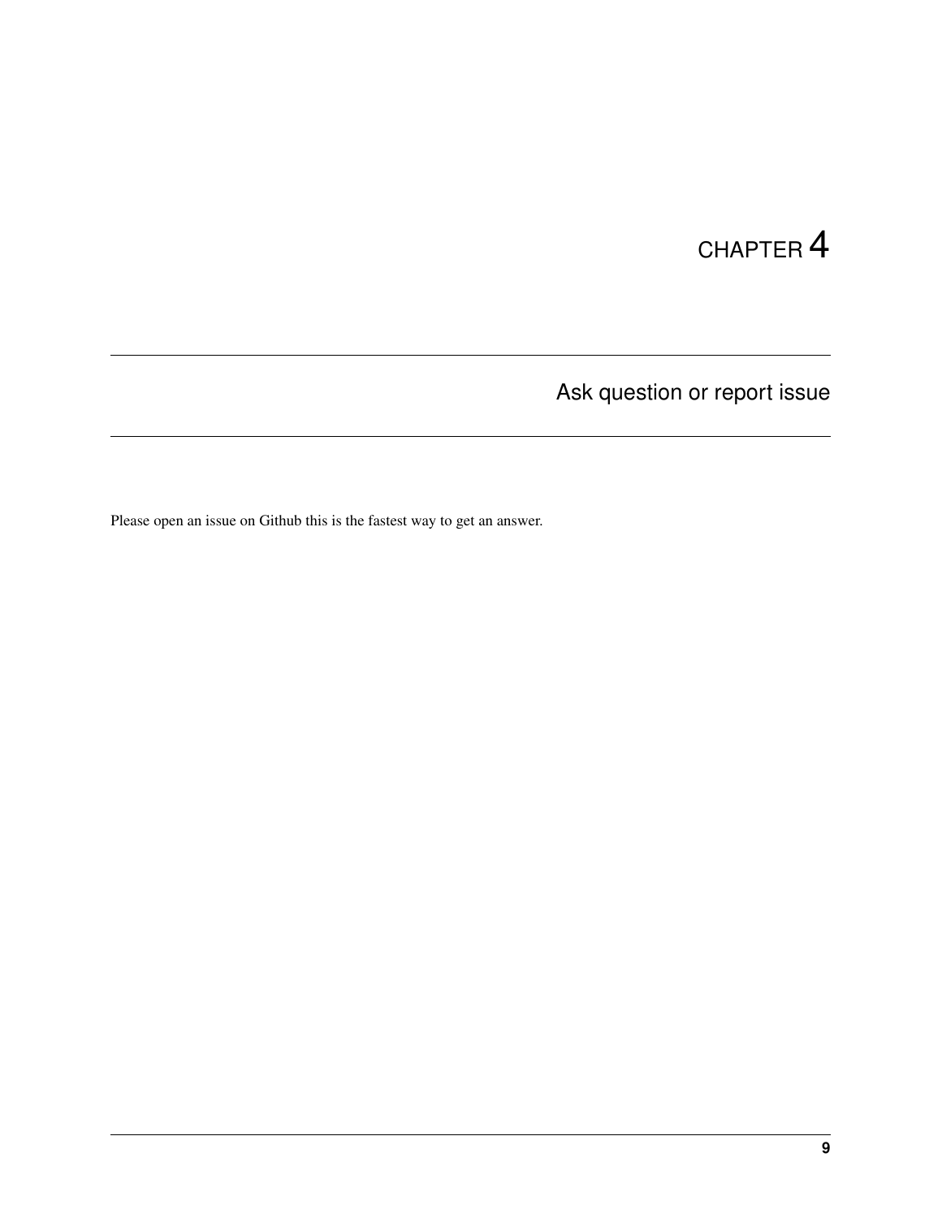# CHAPTER 4

## Ask question or report issue

Please open an issue on Github this is the fastest way to get an answer.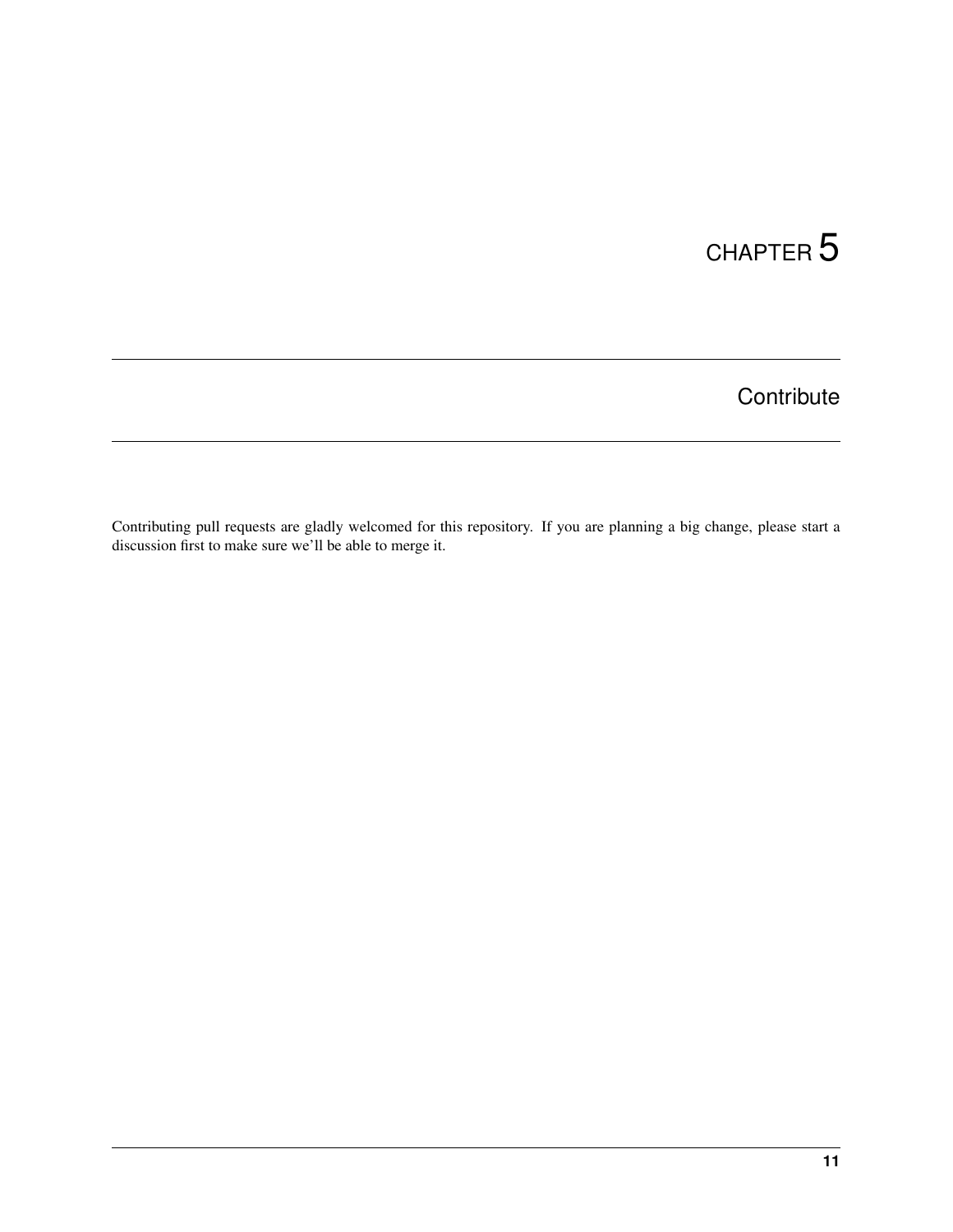# CHAPTER 5

## Contribute

Contributing pull requests are gladly welcomed for this repository. If you are planning a big change, please start a discussion first to make sure we'll be able to merge it.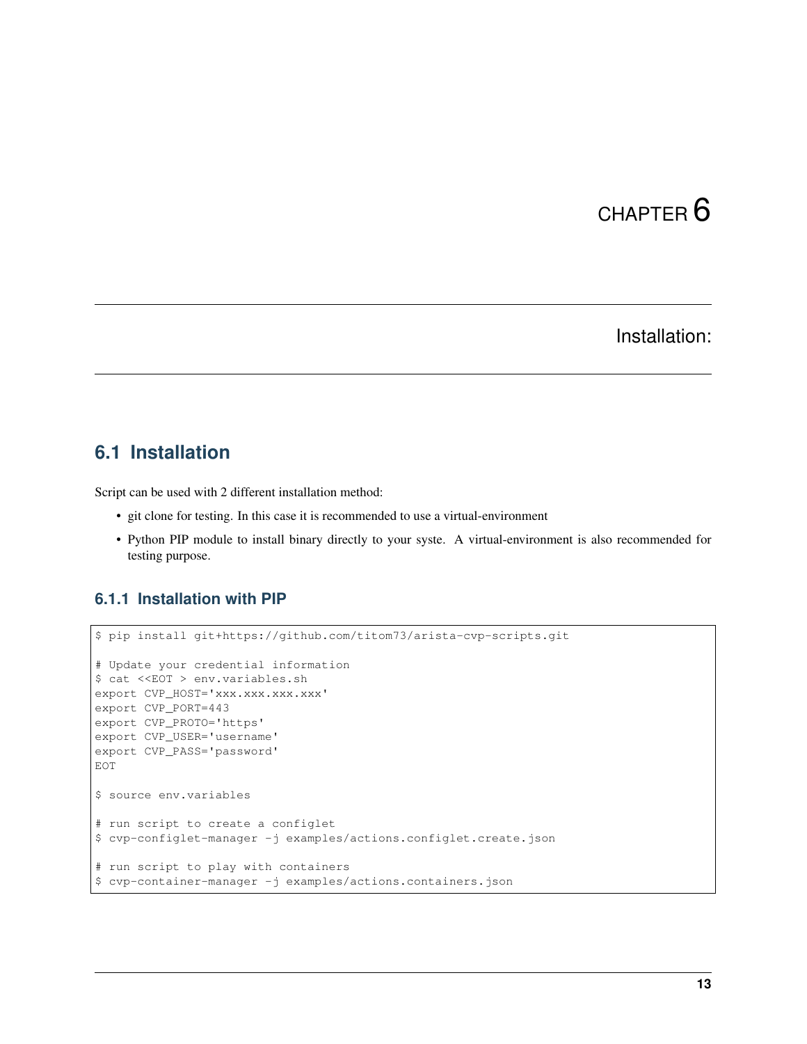# CHAPTER 6

# Installation:

## 6.1 Installation

Script can be used with 2 different installation method:

- git clone for testing. In this case it is recommended to use a virtual-environment
- Python PIP module to install binary directly to your syste. A virtual-environment is also recommended for testing purpose.

### 6.1.1 Installation with PIP

```
$ pip install git+https://github.com/titom73/arista-cvp-scripts.git

# Update your credential information
$ cat <<EOT > env.variables.sh
export CVP_HOST='xxx.xxx.xxx.xxx'
export CVP_PORT=443
export CVP_PROTO='https'
export CVP_USER='username'
export CVP_PASS='password'
EOT

$ source env.variables

# run script to create a configlet
$ cvp-configlet-manager -j examples/actions.configlet.create.json

# run script to play with containers
$ cvp-container-manager -j examples/actions.containers.json
```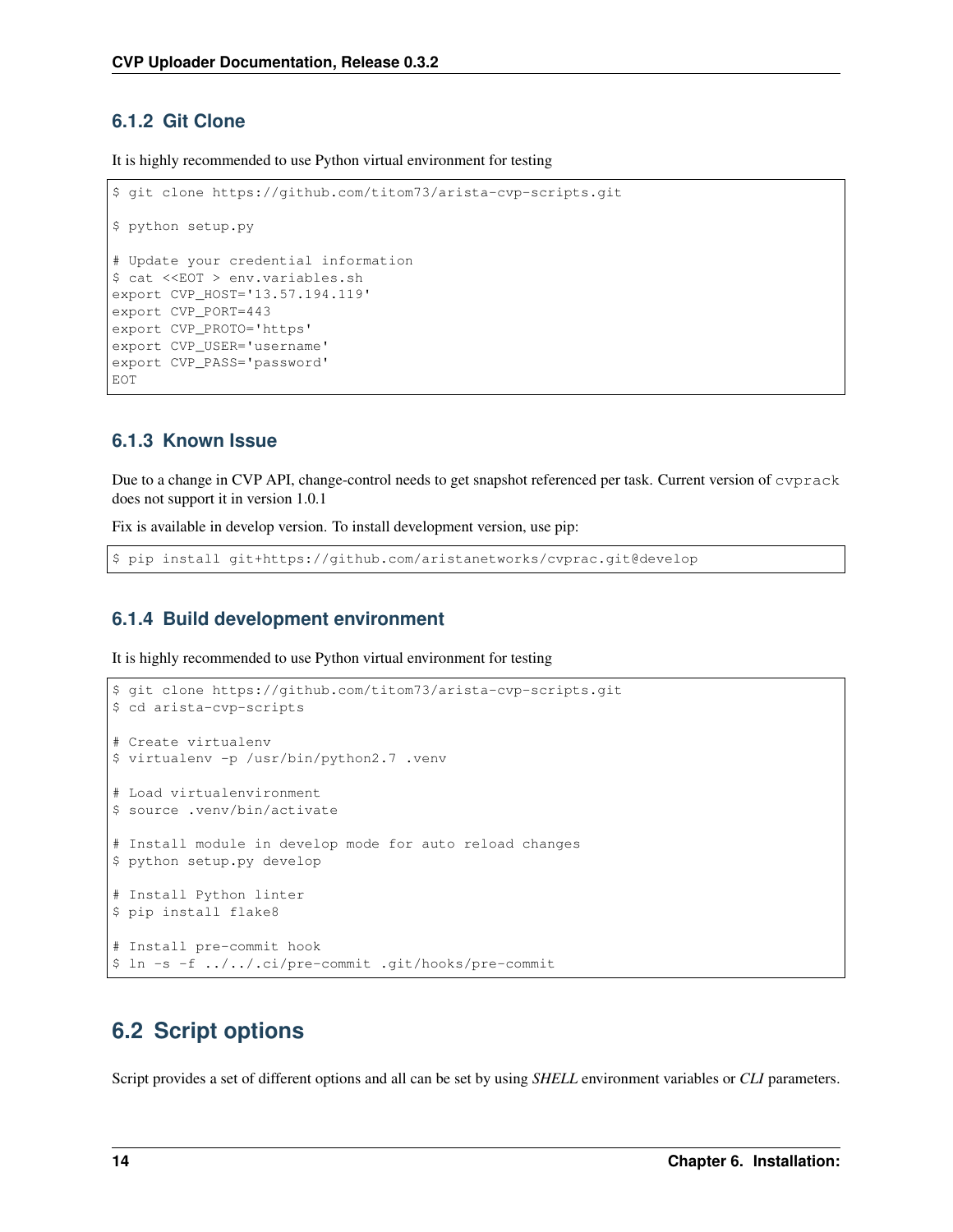### 6.1.2 Git Clone

It is highly recommended to use Python virtual environment for testing

```
$ git clone https://github.com/titom73/arista-cvp-scripts.git

$ python setup.py

# Update your credential information
$ cat <<EOT > env.variables.sh
export CVP_HOST='13.57.194.119'
export CVP_PORT=443
export CVP_PROTO='https'
export CVP_USER='username'
export CVP_PASS='password'
EOT
```

### 6.1.3 Known Issue

Due to a change in CVP API, change-control needs to get snapshot referenced per task. Current version of `cvprack` does not support it in version 1.0.1

Fix is available in develop version. To install development version, use pip:

```
$ pip install git+https://github.com/aristanetworks/cvprac.git@develop
```

### 6.1.4 Build development environment

It is highly recommended to use Python virtual environment for testing

```
$ git clone https://github.com/titom73/arista-cvp-scripts.git
$ cd arista-cvp-scripts

# Create virtualenv
$ virtualenv -p /usr/bin/python2.7 .venv

# Load virtualenvironment
$ source .venv/bin/activate

# Install module in develop mode for auto reload changes
$ python setup.py develop

# Install Python linter
$ pip install flake8

# Install pre-commit hook
$ ln -s -f ../../.ci/pre-commit .git/hooks/pre-commit
```

## 6.2 Script options

Script provides a set of different options and all can be set by using *SHELL* environment variables or *CLI* parameters.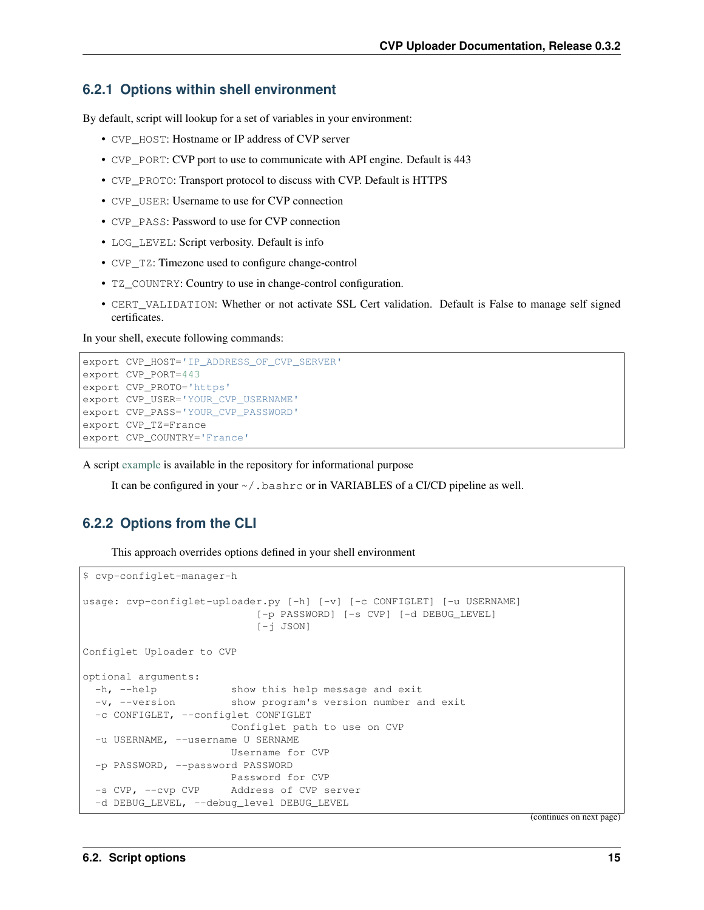### 6.2.1 Options within shell environment

By default, script will lookup for a set of variables in your environment:

- `CVP_HOST`: Hostname or IP address of CVP server
- `CVP_PORT`: CVP port to use to communicate with API engine. Default is 443
- `CVP_PROTO`: Transport protocol to discuss with CVP. Default is HTTPS
- `CVP_USER`: Username to use for CVP connection
- `CVP_PASS`: Password to use for CVP connection
- `LOG_LEVEL`: Script verbosity. Default is info
- `CVP_TZ`: Timezone used to configure change-control
- `TZ_COUNTRY`: Country to use in change-control configuration.
- `CERT_VALIDATION`: Whether or not activate SSL Cert validation. Default is False to manage self signed certificates.

In your shell, execute following commands:

```
export CVP_HOST='IP_ADDRESS_OF_CVP_SERVER'
export CVP_PORT=443
export CVP_PROTO='https'
export CVP_USER='YOUR_CVP_USERNAME'
export CVP_PASS='YOUR_CVP_PASSWORD'
export CVP_TZ=France
export CVP_COUNTRY='France'
```

A script example is available in the repository for informational purpose

> It can be configured in your `~/.bashrc` or in VARIABLES of a CI/CD pipeline as well.

### 6.2.2 Options from the CLI

> This approach overrides options defined in your shell environment

```
$ cvp-configlet-manager-h

usage: cvp-configlet-uploader.py [-h] [-v] [-c CONFIGLET] [-u USERNAME]
                            [-p PASSWORD] [-s CVP] [-d DEBUG_LEVEL]
                            [-j JSON]

Configlet Uploader to CVP

optional arguments:
  -h, --help            show this help message and exit
  -v, --version         show program's version number and exit
  -c CONFIGLET, --configlet CONFIGLET
                        Configlet path to use on CVP
  -u USERNAME, --username U SERNAME
                        Username for CVP
  -p PASSWORD, --password PASSWORD
                        Password for CVP
  -s CVP, --cvp CVP     Address of CVP server
  -d DEBUG_LEVEL, --debug_level DEBUG_LEVEL
```

(continues on next page)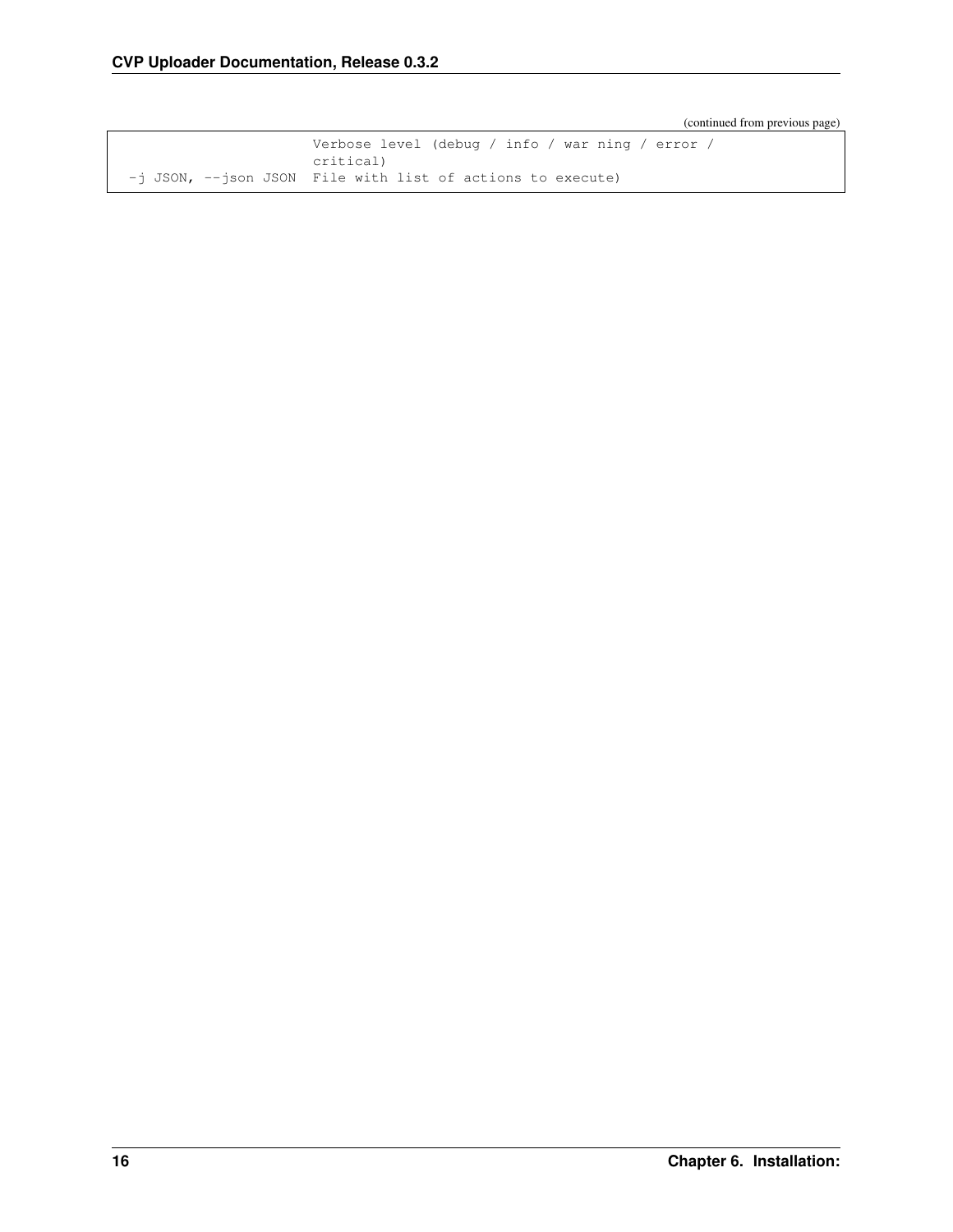(continued from previous page)

```
                        Verbose level (debug / info / war ning / error /
                        critical)
  -j JSON, --json JSON  File with list of actions to execute)
```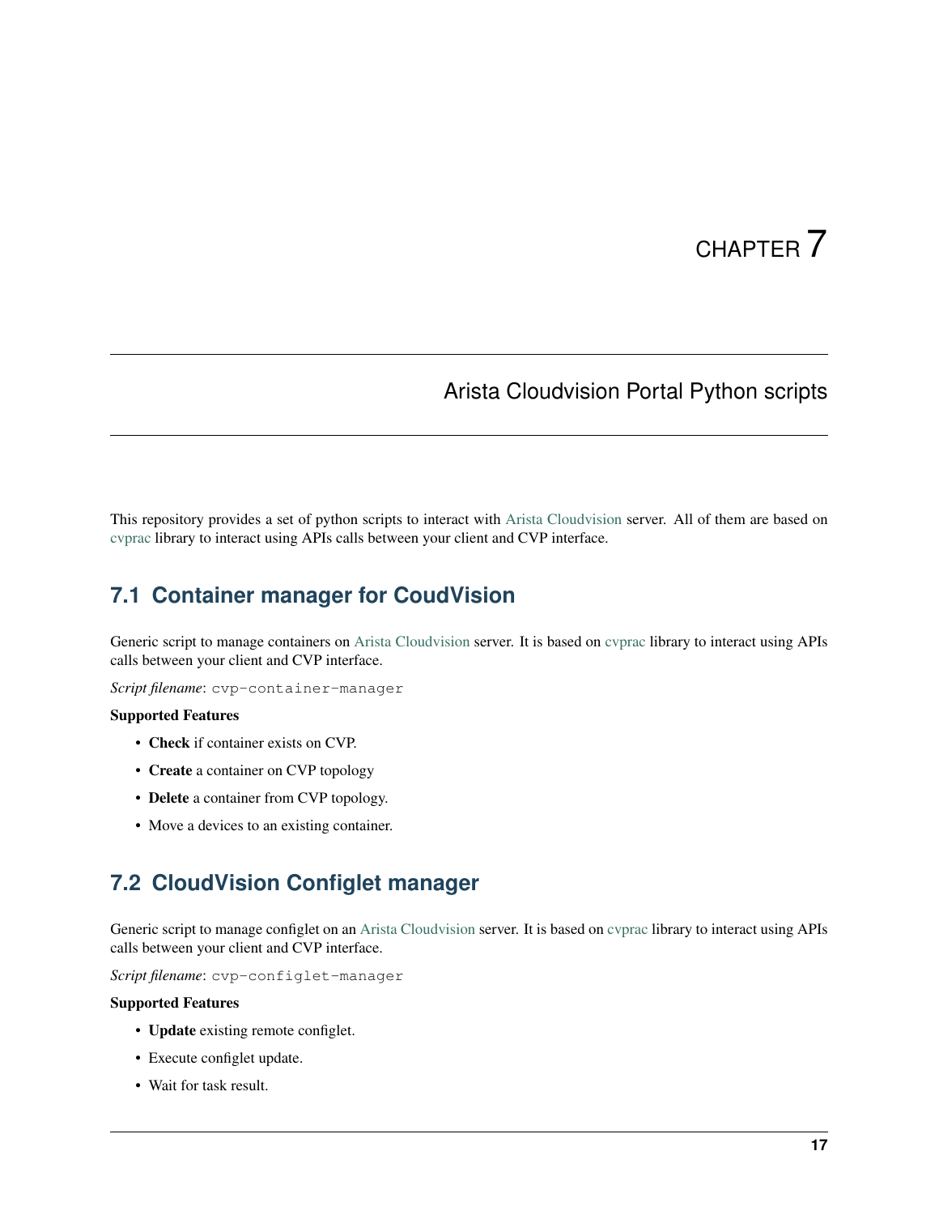// CHAPTER 7

# Arista Cloudvision Portal Python scripts

This repository provides a set of python scripts to interact with Arista Cloudvision server. All of them are based on cvprac library to interact using APIs calls between your client and CVP interface.

## 7.1 Container manager for CoudVision

Generic script to manage containers on Arista Cloudvision server. It is based on cvprac library to interact using APIs calls between your client and CVP interface.

*Script filename*: `cvp-container-manager`

**Supported Features**

- **Check** if container exists on CVP.
- **Create** a container on CVP topology
- **Delete** a container from CVP topology.
- Move a devices to an existing container.

## 7.2 CloudVision Configlet manager

Generic script to manage configlet on an Arista Cloudvision server. It is based on cvprac library to interact using APIs calls between your client and CVP interface.

*Script filename*: `cvp-configlet-manager`

**Supported Features**

- **Update** existing remote configlet.
- Execute configlet update.
- Wait for task result.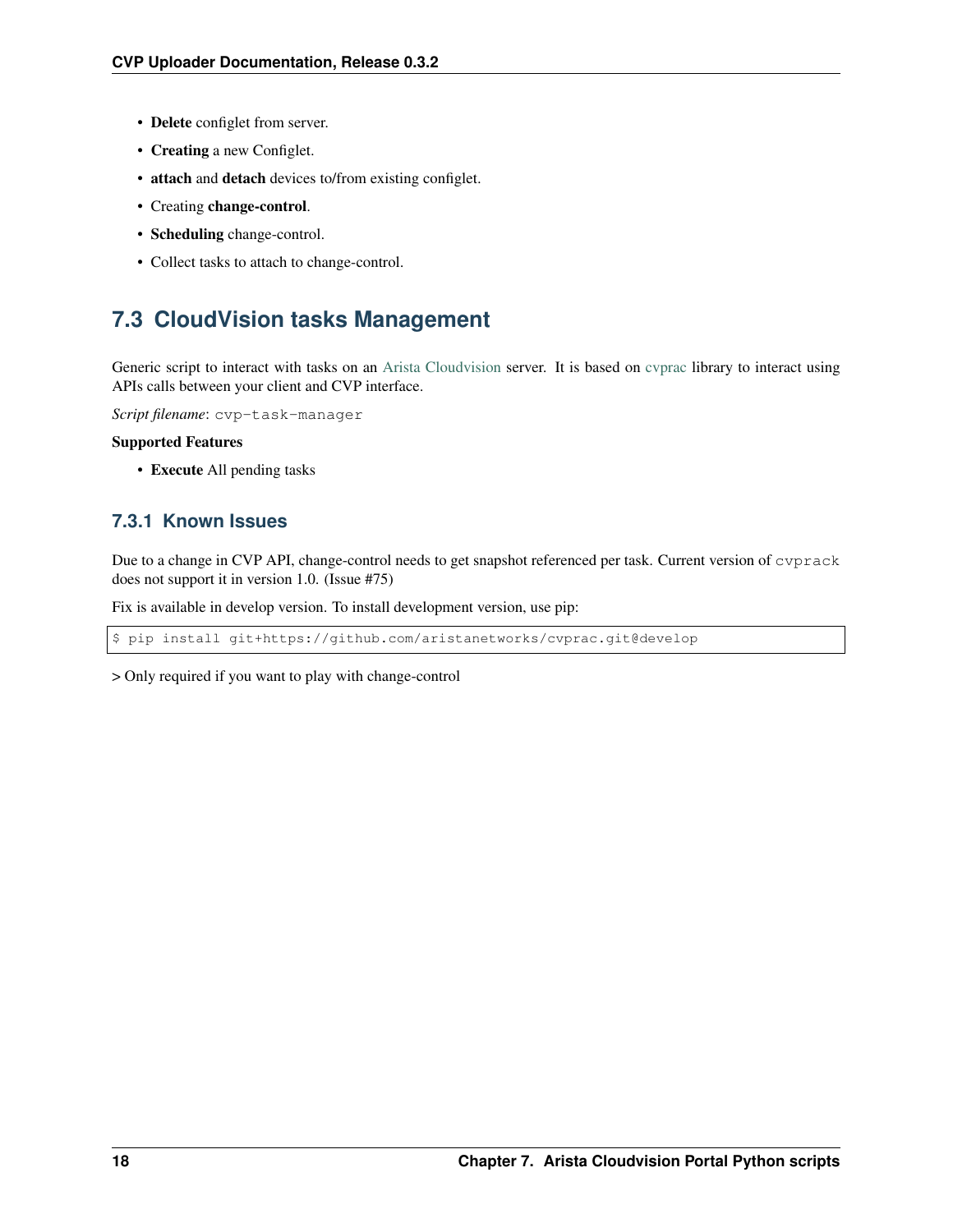- **Delete** configlet from server.
- **Creating** a new Configlet.
- **attach** and **detach** devices to/from existing configlet.
- Creating **change-control**.
- **Scheduling** change-control.
- Collect tasks to attach to change-control.

## 7.3 CloudVision tasks Management

Generic script to interact with tasks on an Arista Cloudvision server. It is based on cvprac library to interact using APIs calls between your client and CVP interface.

*Script filename*: `cvp-task-manager`

**Supported Features**

- **Execute** All pending tasks

### 7.3.1 Known Issues

Due to a change in CVP API, change-control needs to get snapshot referenced per task. Current version of `cvprack` does not support it in version 1.0. (Issue #75)

Fix is available in develop version. To install development version, use pip:

```
$ pip install git+https://github.com/aristanetworks/cvprac.git@develop
```

> Only required if you want to play with change-control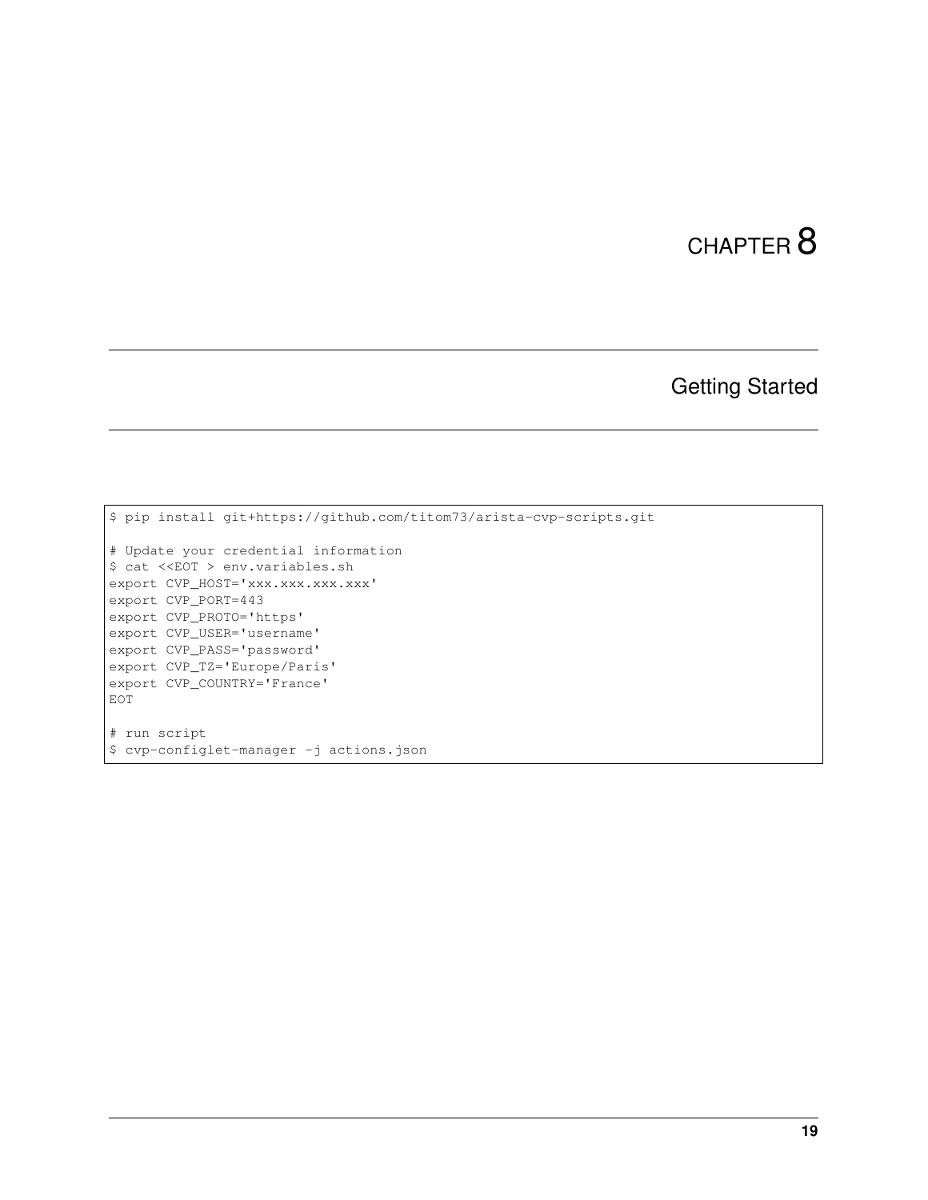# CHAPTER 8

## Getting Started

```
$ pip install git+https://github.com/titom73/arista-cvp-scripts.git

# Update your credential information
$ cat <<EOT > env.variables.sh
export CVP_HOST='xxx.xxx.xxx.xxx'
export CVP_PORT=443
export CVP_PROTO='https'
export CVP_USER='username'
export CVP_PASS='password'
export CVP_TZ='Europe/Paris'
export CVP_COUNTRY='France'
EOT

# run script
$ cvp-configlet-manager -j actions.json
```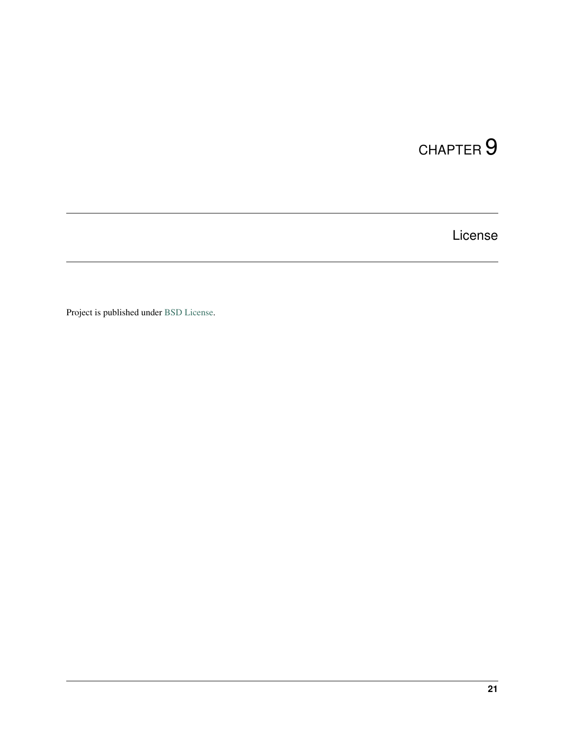# CHAPTER 9

## License

Project is published under BSD License.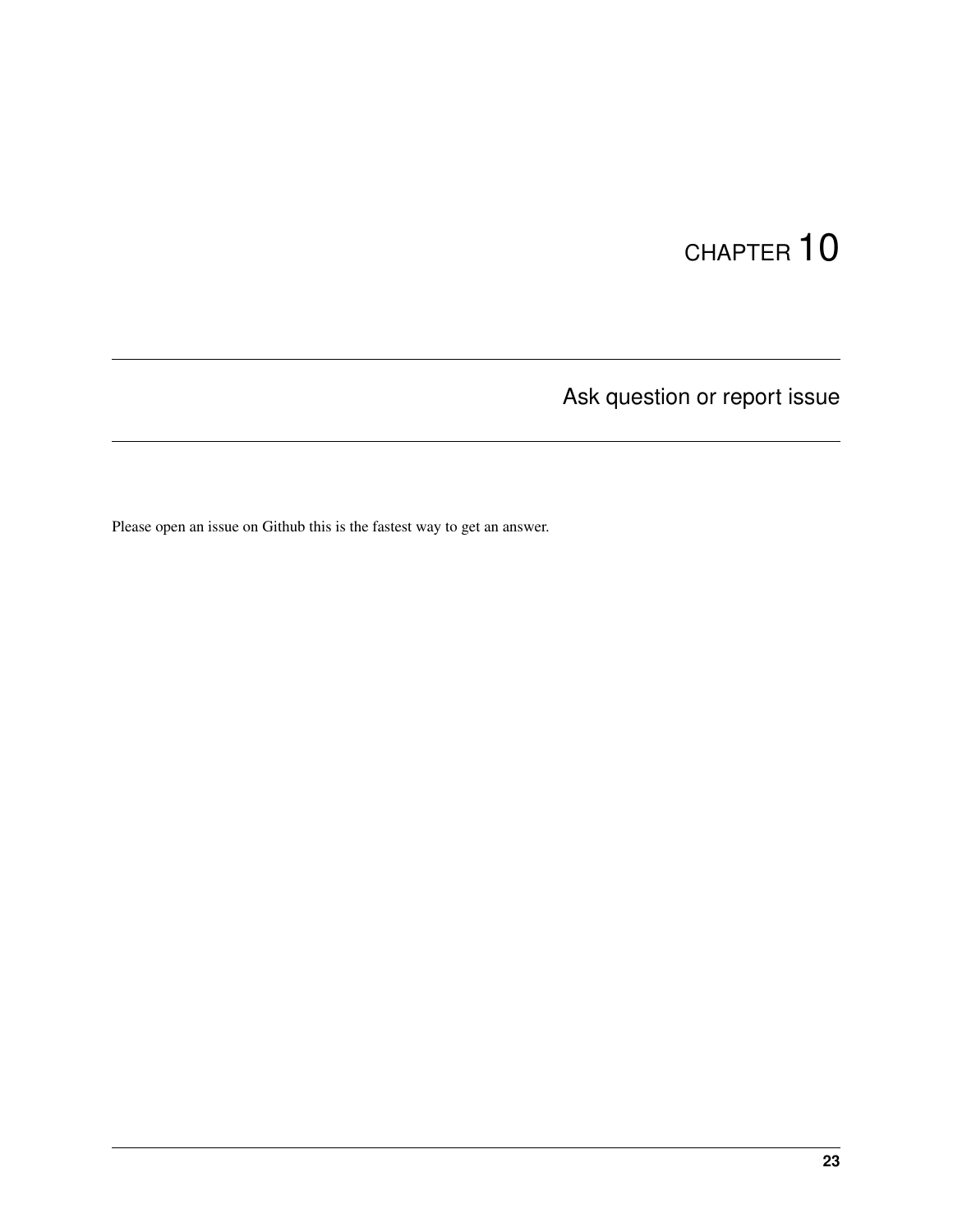# CHAPTER 10

## Ask question or report issue

Please open an issue on Github this is the fastest way to get an answer.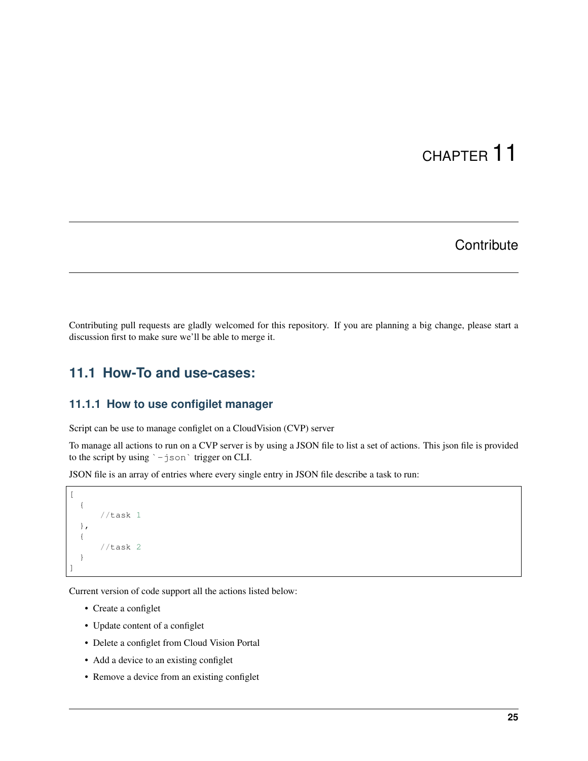# CHAPTER 11

## Contribute

Contributing pull requests are gladly welcomed for this repository. If you are planning a big change, please start a discussion first to make sure we'll be able to merge it.

## 11.1 How-To and use-cases:

### 11.1.1 How to use configilet manager

Script can be use to manage configlet on a CloudVision (CVP) server

To manage all actions to run on a CVP server is by using a JSON file to list a set of actions. This json file is provided to the script by using `-json` trigger on CLI.

JSON file is an array of entries where every single entry in JSON file describe a task to run:

```
[
  {
      //task 1
  },
  {
      //task 2
  }
]
```

Current version of code support all the actions listed below:

- Create a configlet
- Update content of a configlet
- Delete a configlet from Cloud Vision Portal
- Add a device to an existing configlet
- Remove a device from an existing configlet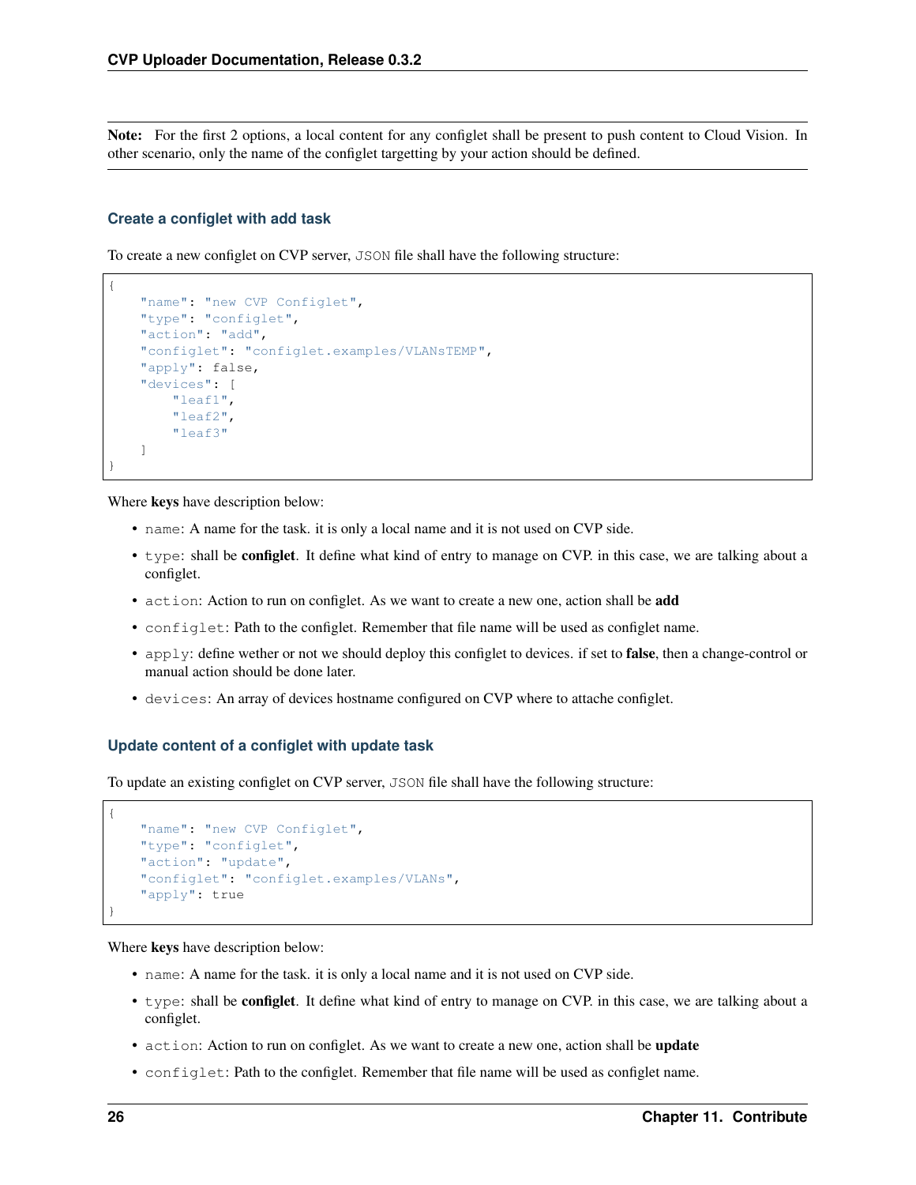**Note:** For the first 2 options, a local content for any configlet shall be present to push content to Cloud Vision. In other scenario, only the name of the configlet targetting by your action should be defined.

### Create a configlet with add task

To create a new configlet on CVP server, `JSON` file shall have the following structure:

```
{
    "name": "new CVP Configlet",
    "type": "configlet",
    "action": "add",
    "configlet": "configlet.examples/VLANsTEMP",
    "apply": false,
    "devices": [
        "leaf1",
        "leaf2",
        "leaf3"
    ]
}
```

Where **keys** have description below:

- `name`: A name for the task. it is only a local name and it is not used on CVP side.
- `type`: shall be **configlet**. It define what kind of entry to manage on CVP. in this case, we are talking about a configlet.
- `action`: Action to run on configlet. As we want to create a new one, action shall be **add**
- `configlet`: Path to the configlet. Remember that file name will be used as configlet name.
- `apply`: define wether or not we should deploy this configlet to devices. if set to **false**, then a change-control or manual action should be done later.
- `devices`: An array of devices hostname configured on CVP where to attache configlet.

### Update content of a configlet with update task

To update an existing configlet on CVP server, `JSON` file shall have the following structure:

```
{
    "name": "new CVP Configlet",
    "type": "configlet",
    "action": "update",
    "configlet": "configlet.examples/VLANs",
    "apply": true
}
```

Where **keys** have description below:

- `name`: A name for the task. it is only a local name and it is not used on CVP side.
- `type`: shall be **configlet**. It define what kind of entry to manage on CVP. in this case, we are talking about a configlet.
- `action`: Action to run on configlet. As we want to create a new one, action shall be **update**
- `configlet`: Path to the configlet. Remember that file name will be used as configlet name.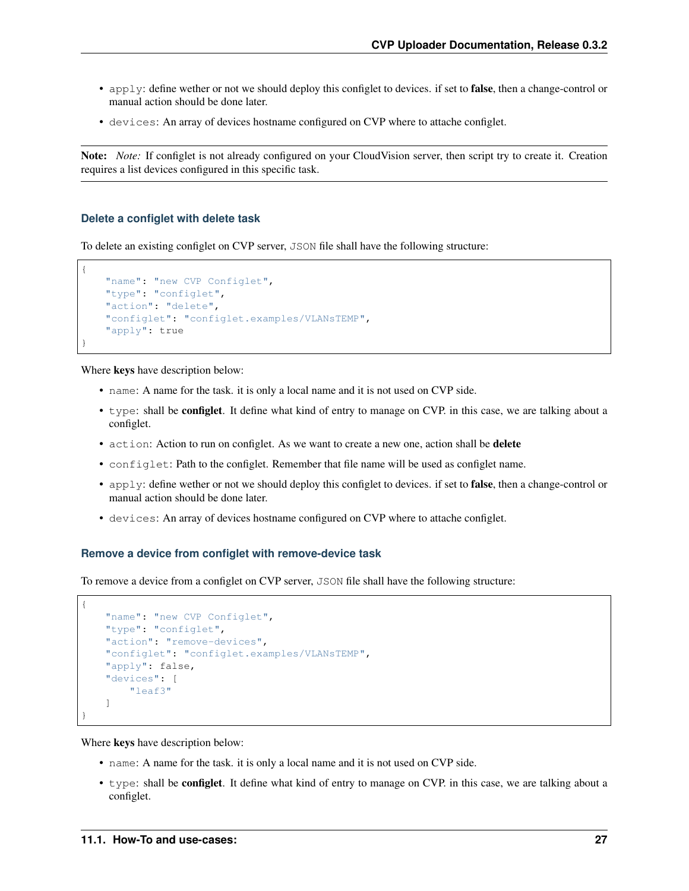- `apply`: define wether or not we should deploy this configlet to devices. if set to **false**, then a change-control or manual action should be done later.
- `devices`: An array of devices hostname configured on CVP where to attache configlet.

**Note:** *Note:* If configlet is not already configured on your CloudVision server, then script try to create it. Creation requires a list devices configured in this specific task.

#### Delete a configlet with delete task

To delete an existing configlet on CVP server, `JSON` file shall have the following structure:

```
{
    "name": "new CVP Configlet",
    "type": "configlet",
    "action": "delete",
    "configlet": "configlet.examples/VLANsTEMP",
    "apply": true
}
```

Where **keys** have description below:

- `name`: A name for the task. it is only a local name and it is not used on CVP side.
- `type`: shall be **configlet**. It define what kind of entry to manage on CVP. in this case, we are talking about a configlet.
- `action`: Action to run on configlet. As we want to create a new one, action shall be **delete**
- `configlet`: Path to the configlet. Remember that file name will be used as configlet name.
- `apply`: define wether or not we should deploy this configlet to devices. if set to **false**, then a change-control or manual action should be done later.
- `devices`: An array of devices hostname configured on CVP where to attache configlet.

#### Remove a device from configlet with remove-device task

To remove a device from a configlet on CVP server, `JSON` file shall have the following structure:

```
{
    "name": "new CVP Configlet",
    "type": "configlet",
    "action": "remove-devices",
    "configlet": "configlet.examples/VLANsTEMP",
    "apply": false,
    "devices": [
        "leaf3"
    ]
}
```

Where **keys** have description below:

- `name`: A name for the task. it is only a local name and it is not used on CVP side.
- `type`: shall be **configlet**. It define what kind of entry to manage on CVP. in this case, we are talking about a configlet.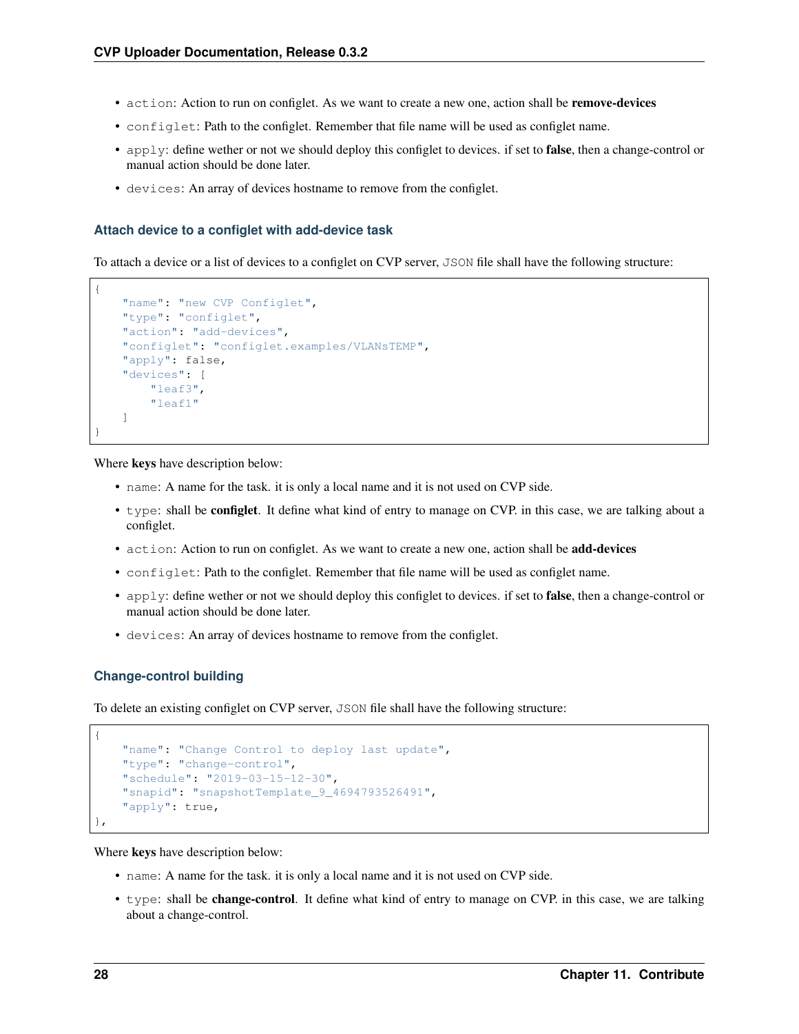- `action`: Action to run on configlet. As we want to create a new one, action shall be **remove-devices**
- `configlet`: Path to the configlet. Remember that file name will be used as configlet name.
- `apply`: define wether or not we should deploy this configlet to devices. if set to **false**, then a change-control or manual action should be done later.
- `devices`: An array of devices hostname to remove from the configlet.

### Attach device to a configlet with add-device task

To attach a device or a list of devices to a configlet on CVP server, `JSON` file shall have the following structure:

```
{
    "name": "new CVP Configlet",
    "type": "configlet",
    "action": "add-devices",
    "configlet": "configlet.examples/VLANsTEMP",
    "apply": false,
    "devices": [
        "leaf3",
        "leaf1"
    ]
}
```

Where **keys** have description below:

- `name`: A name for the task. it is only a local name and it is not used on CVP side.
- `type`: shall be **configlet**. It define what kind of entry to manage on CVP. in this case, we are talking about a configlet.
- `action`: Action to run on configlet. As we want to create a new one, action shall be **add-devices**
- `configlet`: Path to the configlet. Remember that file name will be used as configlet name.
- `apply`: define wether or not we should deploy this configlet to devices. if set to **false**, then a change-control or manual action should be done later.
- `devices`: An array of devices hostname to remove from the configlet.

### Change-control building

To delete an existing configlet on CVP server, `JSON` file shall have the following structure:

```
{
    "name": "Change Control to deploy last update",
    "type": "change-control",
    "schedule": "2019-03-15-12-30",
    "snapid": "snapshotTemplate_9_4694793526491",
    "apply": true,
},
```

Where **keys** have description below:

- `name`: A name for the task. it is only a local name and it is not used on CVP side.
- `type`: shall be **change-control**. It define what kind of entry to manage on CVP. in this case, we are talking about a change-control.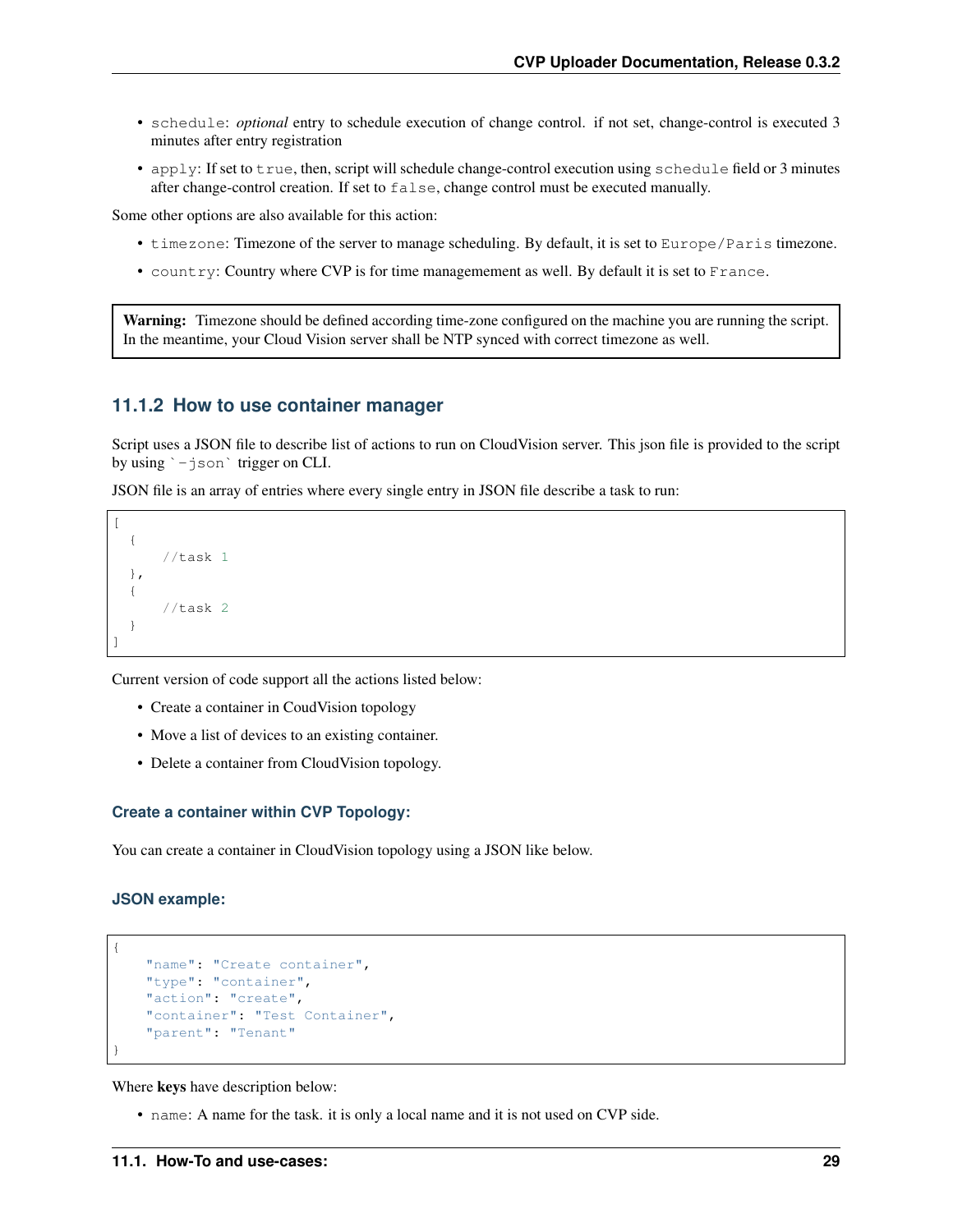- `schedule`: *optional* entry to schedule execution of change control. if not set, change-control is executed 3 minutes after entry registration
- `apply`: If set to `true`, then, script will schedule change-control execution using `schedule` field or 3 minutes after change-control creation. If set to `false`, change control must be executed manually.

Some other options are also available for this action:

- `timezone`: Timezone of the server to manage scheduling. By default, it is set to `Europe/Paris` timezone.
- `country`: Country where CVP is for time managemement as well. By default it is set to `France`.

> **Warning:** Timezone should be defined according time-zone configured on the machine you are running the script. In the meantime, your Cloud Vision server shall be NTP synced with correct timezone as well.

### 11.1.2 How to use container manager

Script uses a JSON file to describe list of actions to run on CloudVision server. This json file is provided to the script by using `` `-json` `` trigger on CLI.

JSON file is an array of entries where every single entry in JSON file describe a task to run:

```
[
  {
      //task 1
  },
  {
      //task 2
  }
]
```

Current version of code support all the actions listed below:

- Create a container in CoudVision topology
- Move a list of devices to an existing container.
- Delete a container from CloudVision topology.

#### Create a container within CVP Topology:

You can create a container in CloudVision topology using a JSON like below.

#### JSON example:

```
{
    "name": "Create container",
    "type": "container",
    "action": "create",
    "container": "Test Container",
    "parent": "Tenant"
}
```

Where **keys** have description below:

- `name`: A name for the task. it is only a local name and it is not used on CVP side.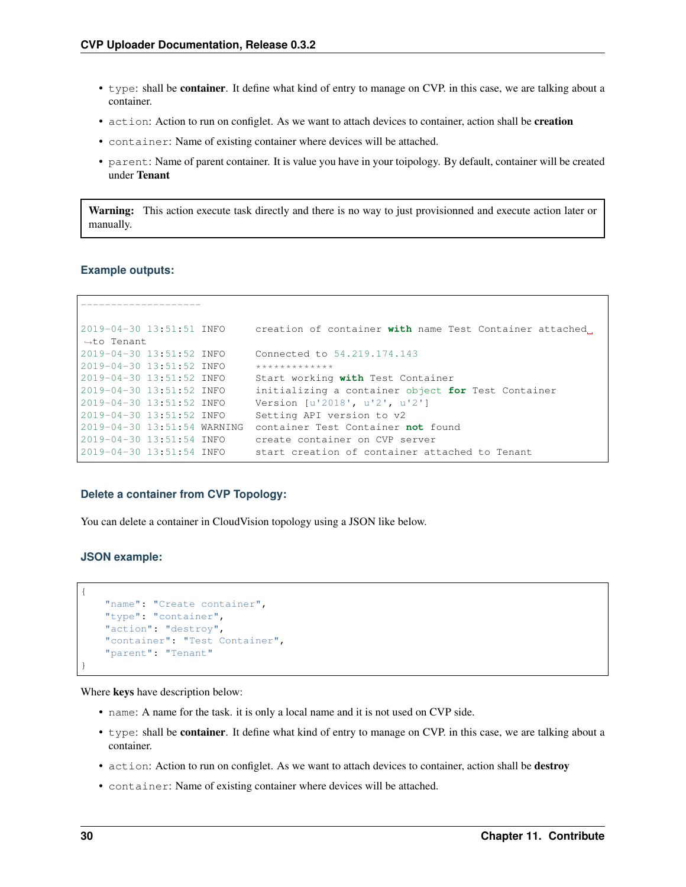- `type`: shall be **container**. It define what kind of entry to manage on CVP. in this case, we are talking about a container.
- `action`: Action to run on configlet. As we want to attach devices to container, action shall be **creation**
- `container`: Name of existing container where devices will be attached.
- `parent`: Name of parent container. It is value you have in your toipology. By default, container will be created under **Tenant**

> **Warning:** This action execute task directly and there is no way to just provisionned and execute action later or manually.

#### Example outputs:

```
--------------------

2019-04-30 13:51:51 INFO     creation of container with name Test Container attached
↪to Tenant
2019-04-30 13:51:52 INFO     Connected to 54.219.174.143
2019-04-30 13:51:52 INFO     *************
2019-04-30 13:51:52 INFO     Start working with Test Container
2019-04-30 13:51:52 INFO     initializing a container object for Test Container
2019-04-30 13:51:52 INFO     Version [u'2018', u'2', u'2']
2019-04-30 13:51:52 INFO     Setting API version to v2
2019-04-30 13:51:54 WARNING  container Test Container not found
2019-04-30 13:51:54 INFO     create container on CVP server
2019-04-30 13:51:54 INFO     start creation of container attached to Tenant
```

### Delete a container from CVP Topology:

You can delete a container in CloudVision topology using a JSON like below.

#### JSON example:

```
{
    "name": "Create container",
    "type": "container",
    "action": "destroy",
    "container": "Test Container",
    "parent": "Tenant"
}
```

Where **keys** have description below:

- `name`: A name for the task. it is only a local name and it is not used on CVP side.
- `type`: shall be **container**. It define what kind of entry to manage on CVP. in this case, we are talking about a container.
- `action`: Action to run on configlet. As we want to attach devices to container, action shall be **destroy**
- `container`: Name of existing container where devices will be attached.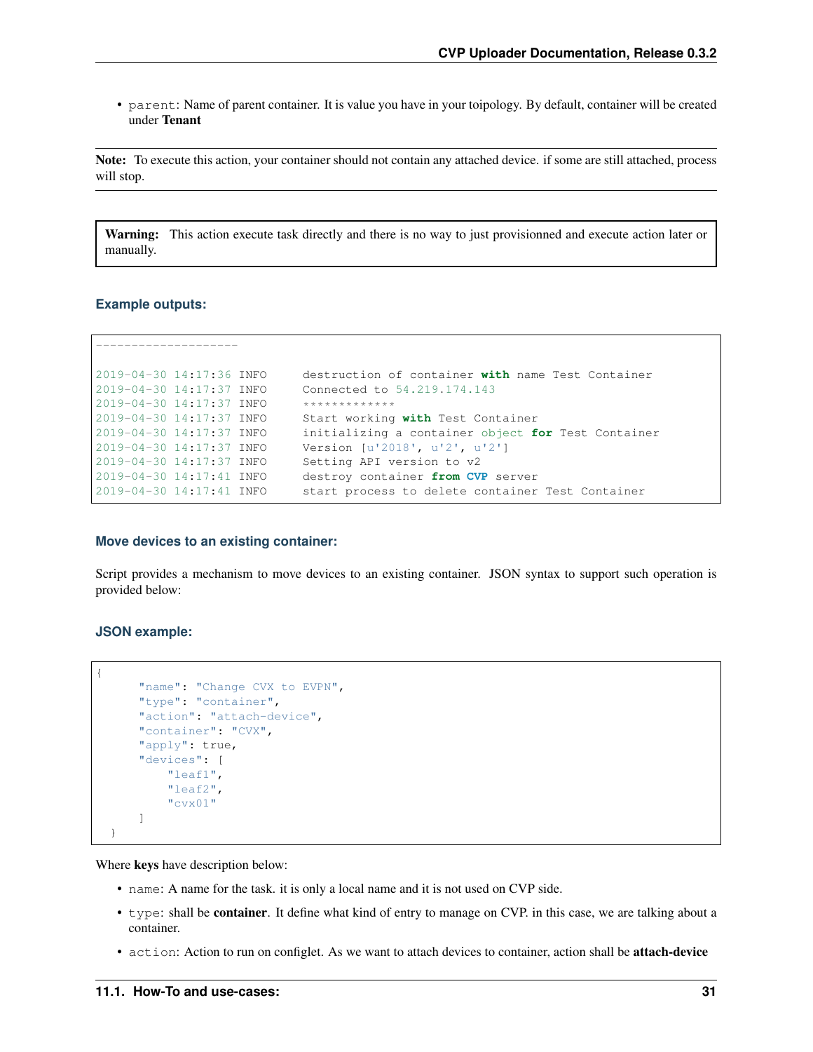- `parent`: Name of parent container. It is value you have in your toipology. By default, container will be created under **Tenant**

**Note:** To execute this action, your container should not contain any attached device. if some are still attached, process will stop.

**Warning:** This action execute task directly and there is no way to just provisionned and execute action later or manually.

### Example outputs:

```
--------------------

2019-04-30 14:17:36 INFO     destruction of container with name Test Container
2019-04-30 14:17:37 INFO     Connected to 54.219.174.143
2019-04-30 14:17:37 INFO     *************
2019-04-30 14:17:37 INFO     Start working with Test Container
2019-04-30 14:17:37 INFO     initializing a container object for Test Container
2019-04-30 14:17:37 INFO     Version [u'2018', u'2', u'2']
2019-04-30 14:17:37 INFO     Setting API version to v2
2019-04-30 14:17:41 INFO     destroy container from CVP server
2019-04-30 14:17:41 INFO     start process to delete container Test Container
```

### Move devices to an existing container:

Script provides a mechanism to move devices to an existing container. JSON syntax to support such operation is provided below:

### JSON example:

```
{
      "name": "Change CVX to EVPN",
      "type": "container",
      "action": "attach-device",
      "container": "CVX",
      "apply": true,
      "devices": [
          "leaf1",
          "leaf2",
          "cvx01"
      ]
  }
```

Where **keys** have description below:

- `name`: A name for the task. it is only a local name and it is not used on CVP side.
- `type`: shall be **container**. It define what kind of entry to manage on CVP. in this case, we are talking about a container.
- `action`: Action to run on configlet. As we want to attach devices to container, action shall be **attach-device**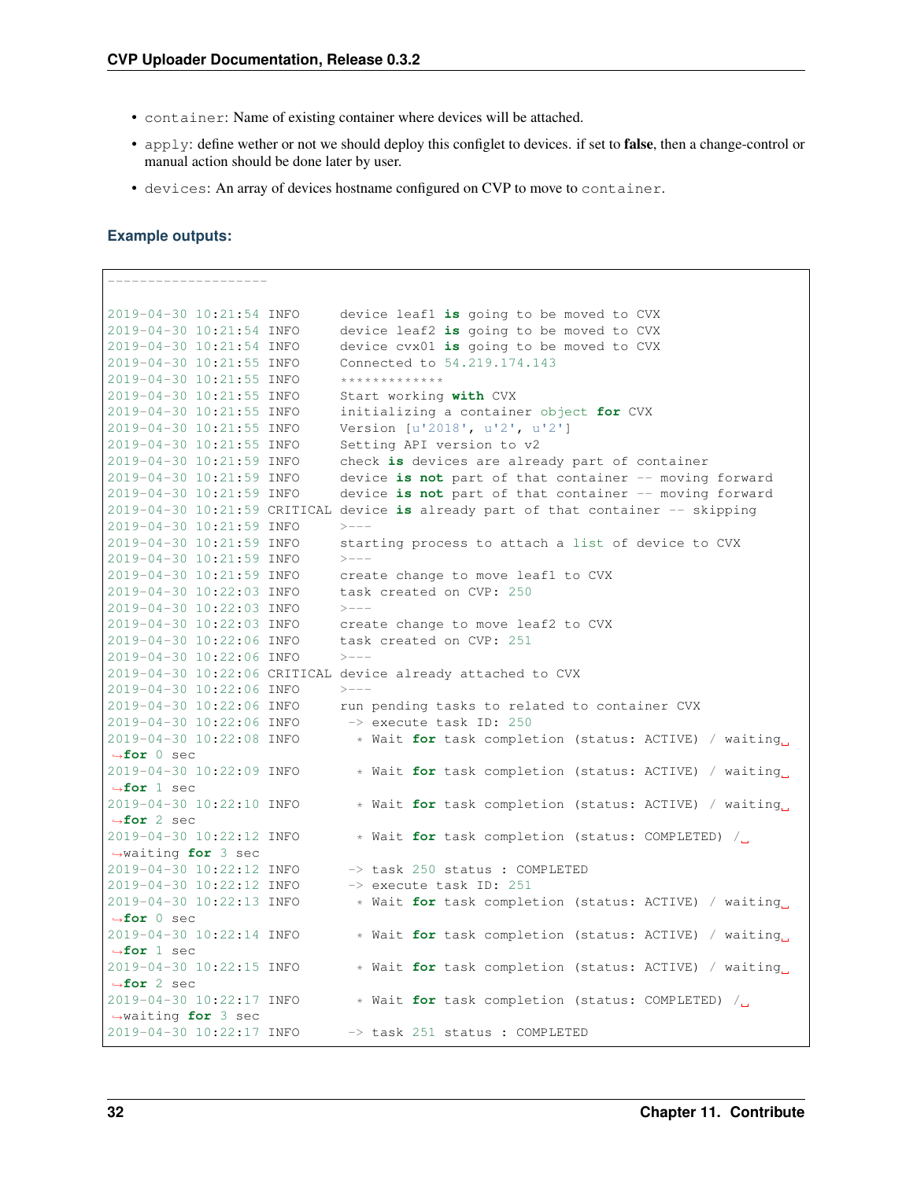- `container`: Name of existing container where devices will be attached.
- `apply`: define wether or not we should deploy this configlet to devices. if set to **false**, then a change-control or manual action should be done later by user.
- `devices`: An array of devices hostname configured on CVP to move to `container`.

#### Example outputs:

```
--------------------

2019-04-30 10:21:54 INFO     device leaf1 is going to be moved to CVX
2019-04-30 10:21:54 INFO     device leaf2 is going to be moved to CVX
2019-04-30 10:21:54 INFO     device cvx01 is going to be moved to CVX
2019-04-30 10:21:55 INFO     Connected to 54.219.174.143
2019-04-30 10:21:55 INFO     *************
2019-04-30 10:21:55 INFO     Start working with CVX
2019-04-30 10:21:55 INFO     initializing a container object for CVX
2019-04-30 10:21:55 INFO     Version [u'2018', u'2', u'2']
2019-04-30 10:21:55 INFO     Setting API version to v2
2019-04-30 10:21:59 INFO     check is devices are already part of container
2019-04-30 10:21:59 INFO     device is not part of that container -- moving forward
2019-04-30 10:21:59 INFO     device is not part of that container -- moving forward
2019-04-30 10:21:59 CRITICAL device is already part of that container -- skipping
2019-04-30 10:21:59 INFO     >---
2019-04-30 10:21:59 INFO     starting process to attach a list of device to CVX
2019-04-30 10:21:59 INFO     >---
2019-04-30 10:21:59 INFO     create change to move leaf1 to CVX
2019-04-30 10:22:03 INFO     task created on CVP: 250
2019-04-30 10:22:03 INFO     >---
2019-04-30 10:22:03 INFO     create change to move leaf2 to CVX
2019-04-30 10:22:06 INFO     task created on CVP: 251
2019-04-30 10:22:06 INFO     >---
2019-04-30 10:22:06 CRITICAL device already attached to CVX
2019-04-30 10:22:06 INFO     >---
2019-04-30 10:22:06 INFO     run pending tasks to related to container CVX
2019-04-30 10:22:06 INFO      -> execute task ID: 250
2019-04-30 10:22:08 INFO       * Wait for task completion (status: ACTIVE) / waiting
→for 0 sec
2019-04-30 10:22:09 INFO       * Wait for task completion (status: ACTIVE) / waiting
→for 1 sec
2019-04-30 10:22:10 INFO       * Wait for task completion (status: ACTIVE) / waiting
→for 2 sec
2019-04-30 10:22:12 INFO       * Wait for task completion (status: COMPLETED) /
→waiting for 3 sec
2019-04-30 10:22:12 INFO      -> task 250 status : COMPLETED
2019-04-30 10:22:12 INFO      -> execute task ID: 251
2019-04-30 10:22:13 INFO       * Wait for task completion (status: ACTIVE) / waiting
→for 0 sec
2019-04-30 10:22:14 INFO       * Wait for task completion (status: ACTIVE) / waiting
→for 1 sec
2019-04-30 10:22:15 INFO       * Wait for task completion (status: ACTIVE) / waiting
→for 2 sec
2019-04-30 10:22:17 INFO       * Wait for task completion (status: COMPLETED) /
→waiting for 3 sec
2019-04-30 10:22:17 INFO      -> task 251 status : COMPLETED
```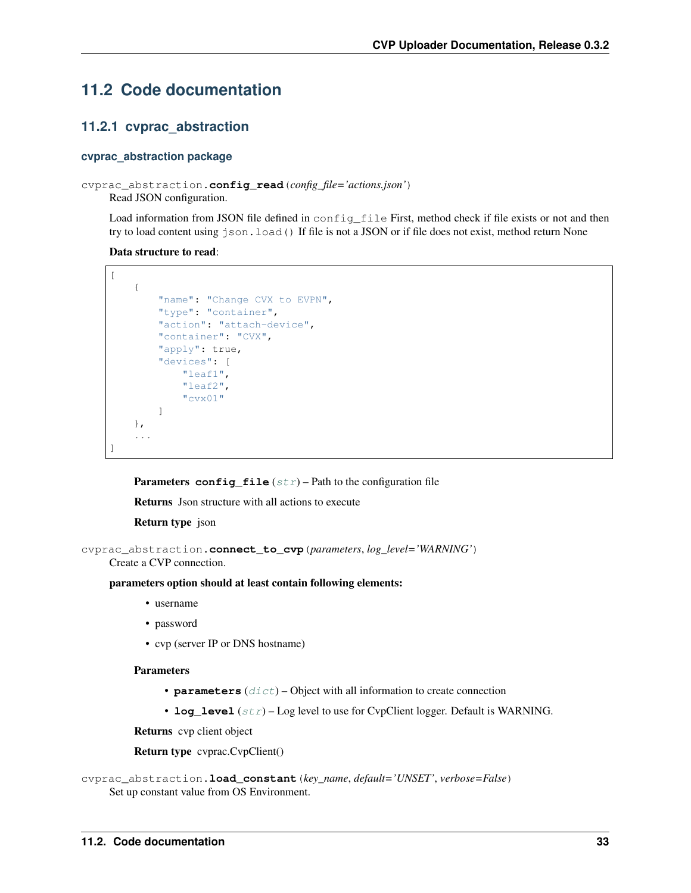## 11.2 Code documentation

### 11.2.1 cvprac_abstraction

#### cvprac_abstraction package

cvprac_abstraction.**config_read**(*config_file='actions.json'*)

Read JSON configuration.

Load information from JSON file defined in `config_file` First, method check if file exists or not and then try to load content using `json.load()` If file is not a JSON or if file does not exist, method return None

**Data structure to read**:

```
[
    {
        "name": "Change CVX to EVPN",
        "type": "container",
        "action": "attach-device",
        "container": "CVX",
        "apply": true,
        "devices": [
            "leaf1",
            "leaf2",
            "cvx01"
        ]
    },
    ...
]
```

**Parameters** **config_file** (*str*) – Path to the configuration file

**Returns** Json structure with all actions to execute

**Return type** json

cvprac_abstraction.**connect_to_cvp**(*parameters*, *log_level='WARNING'*)

Create a CVP connection.

**parameters option should at least contain following elements:**

- username
- password
- cvp (server IP or DNS hostname)

**Parameters**

- **parameters** (*dict*) – Object with all information to create connection
- **log_level** (*str*) – Log level to use for CvpClient logger. Default is WARNING.

**Returns** cvp client object

**Return type** cvprac.CvpClient()

cvprac_abstraction.**load_constant**(*key_name*, *default='UNSET'*, *verbose=False*)

Set up constant value from OS Environment.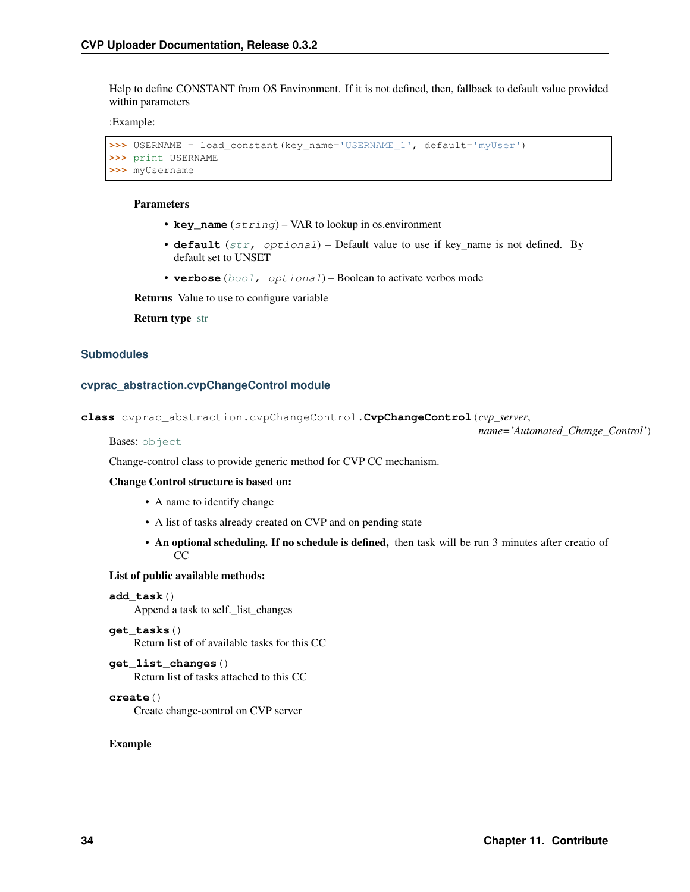Help to define CONSTANT from OS Environment. If it is not defined, then, fallback to default value provided within parameters

:Example:

```
>>> USERNAME = load_constant(key_name='USERNAME_1', default='myUser')
>>> print USERNAME
>>> myUsername
```

**Parameters**

- **key_name** (*string*) – VAR to lookup in os.environment
- **default** (*str, optional*) – Default value to use if key_name is not defined. By default set to UNSET
- **verbose** (*bool, optional*) – Boolean to activate verbos mode

**Returns** Value to use to configure variable

**Return type** str

## Submodules

### cvprac_abstraction.cvpChangeControl module

**class** cvprac_abstraction.cvpChangeControl.**CvpChangeControl**(*cvp_server*, *name='Automated_Change_Control'*)

Bases: object

Change-control class to provide generic method for CVP CC mechanism.

**Change Control structure is based on:**

- A name to identify change
- A list of tasks already created on CVP and on pending state
- **An optional scheduling. If no schedule is defined,** then task will be run 3 minutes after creatio of CC

**List of public available methods:**

**add_task**()
Append a task to self._list_changes

**get_tasks**()
Return list of of available tasks for this CC

**get_list_changes**()
Return list of tasks attached to this CC

**create**()
Create change-control on CVP server

---

**Example**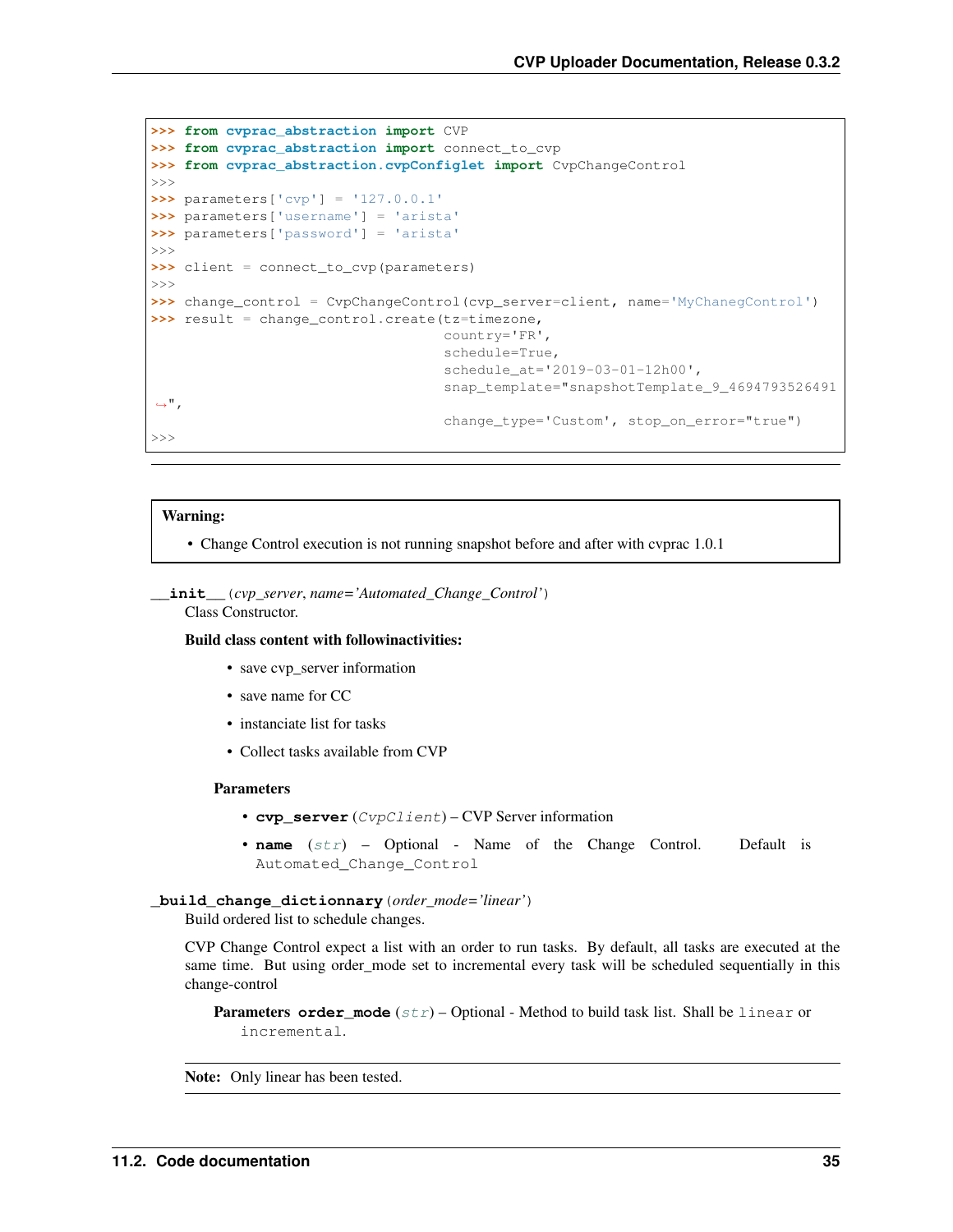```
>>> from cvprac_abstraction import CVP
>>> from cvprac_abstraction import connect_to_cvp
>>> from cvprac_abstraction.cvpConfiglet import CvpChangeControl
>>>
>>> parameters['cvp'] = '127.0.0.1'
>>> parameters['username'] = 'arista'
>>> parameters['password'] = 'arista'
>>>
>>> client = connect_to_cvp(parameters)
>>>
>>> change_control = CvpChangeControl(cvp_server=client, name='MyChanegControl')
>>> result = change_control.create(tz=timezone,
                                    country='FR',
                                    schedule=True,
                                    schedule_at='2019-03-01-12h00',
                                    snap_template="snapshotTemplate_9_4694793526491
↪",
                                    change_type='Custom', stop_on_error="true")
>>>
```

---

**Warning:**

- Change Control execution is not running snapshot before and after with cvprac 1.0.1

**`__init__`**(*cvp_server*, *name='Automated_Change_Control'*)

Class Constructor.

**Build class content with followinactivities:**

- save cvp_server information
- save name for CC
- instanciate list for tasks
- Collect tasks available from CVP

**Parameters**

- **cvp_server** (*CvpClient*) – CVP Server information
- **name** (*str*) – Optional - Name of the Change Control. Default is `Automated_Change_Control`

**`_build_change_dictionnary`**(*order_mode='linear'*)

Build ordered list to schedule changes.

CVP Change Control expect a list with an order to run tasks. By default, all tasks are executed at the same time. But using order_mode set to incremental every task will be scheduled sequentially in this change-control

**Parameters** **order_mode** (*str*) – Optional - Method to build task list. Shall be `linear` or `incremental`.

**Note:** Only linear has been tested.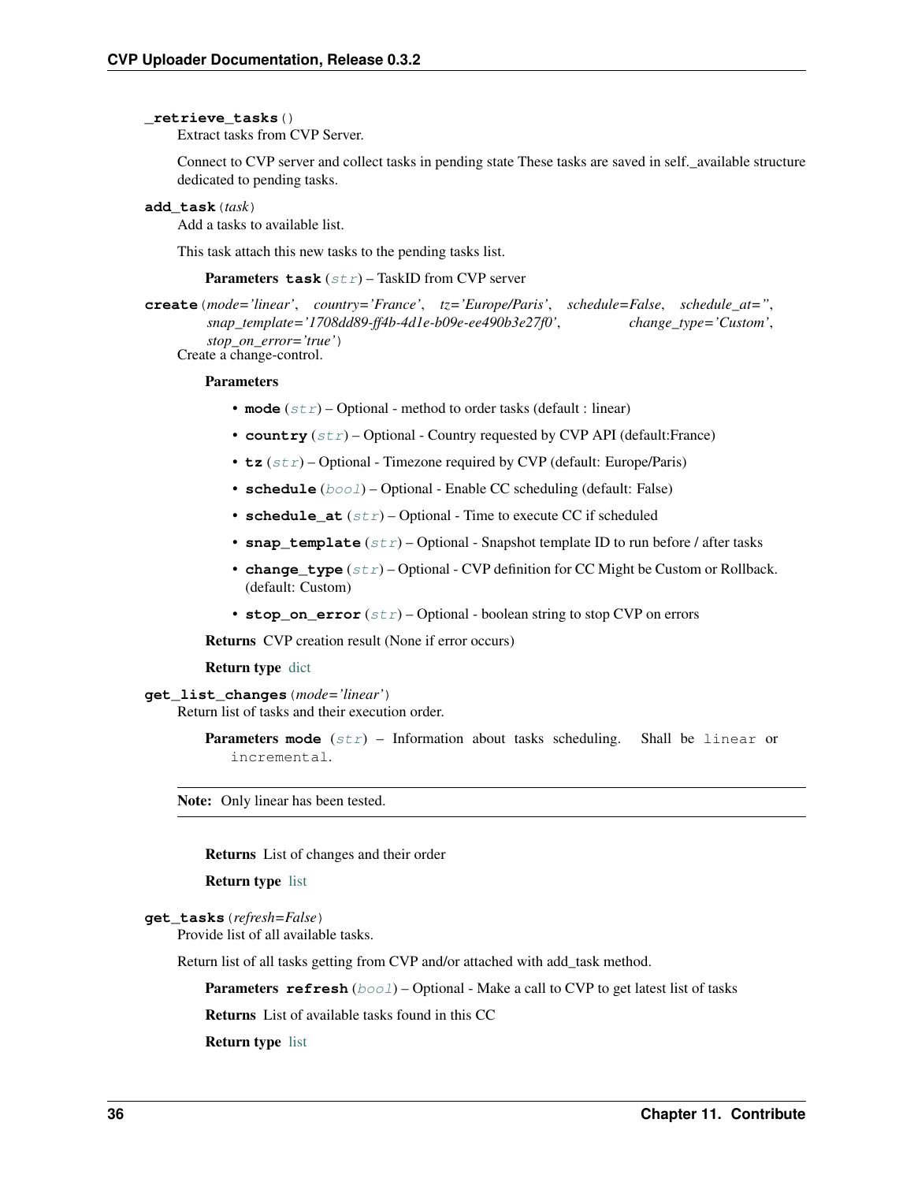**_retrieve_tasks**()

Extract tasks from CVP Server.

Connect to CVP server and collect tasks in pending state These tasks are saved in self._available structure dedicated to pending tasks.

**add_task**(*task*)

Add a tasks to available list.

This task attach this new tasks to the pending tasks list.

**Parameters** **task** (*str*) – TaskID from CVP server

**create**(*mode='linear'*, *country='France'*, *tz='Europe/Paris'*, *schedule=False*, *schedule_at=''*, *snap_template='1708dd89-ff4b-4d1e-b09e-ee490b3e27f0'*, *change_type='Custom'*, *stop_on_error='true'*)

Create a change-control.

**Parameters**

- **mode** (*str*) – Optional - method to order tasks (default : linear)
- **country** (*str*) – Optional - Country requested by CVP API (default:France)
- **tz** (*str*) – Optional - Timezone required by CVP (default: Europe/Paris)
- **schedule** (*bool*) – Optional - Enable CC scheduling (default: False)
- **schedule_at** (*str*) – Optional - Time to execute CC if scheduled
- **snap_template** (*str*) – Optional - Snapshot template ID to run before / after tasks
- **change_type** (*str*) – Optional - CVP definition for CC Might be Custom or Rollback. (default: Custom)
- **stop_on_error** (*str*) – Optional - boolean string to stop CVP on errors

**Returns** CVP creation result (None if error occurs)

**Return type** dict

**get_list_changes**(*mode='linear'*)

Return list of tasks and their execution order.

**Parameters** **mode** (*str*) – Information about tasks scheduling. Shall be `linear` or `incremental`.

**Note:** Only linear has been tested.

**Returns** List of changes and their order

**Return type** list

**get_tasks**(*refresh=False*)

Provide list of all available tasks.

Return list of all tasks getting from CVP and/or attached with add_task method.

**Parameters** **refresh** (*bool*) – Optional - Make a call to CVP to get latest list of tasks

**Returns** List of available tasks found in this CC

**Return type** list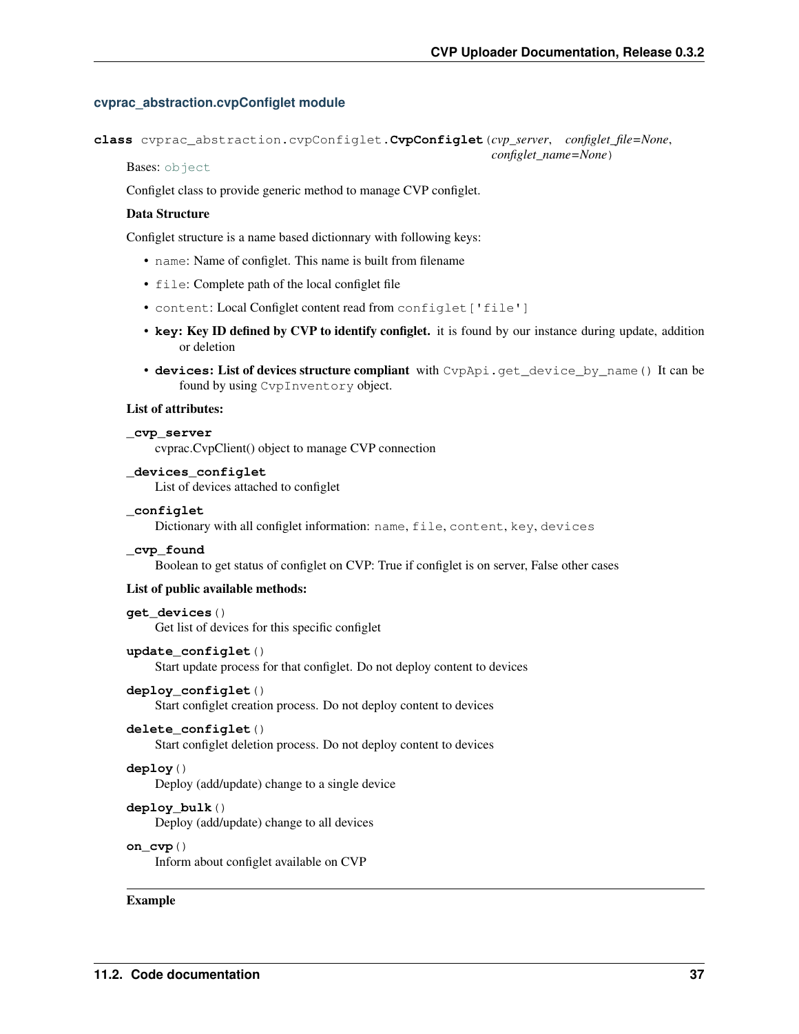### cvprac_abstraction.cvpConfiglet module

**class** cvprac_abstraction.cvpConfiglet.**CvpConfiglet**(*cvp_server*, *configlet_file=None*, *configlet_name=None*)

Bases: `object`

Configlet class to provide generic method to manage CVP configlet.

**Data Structure**

Configlet structure is a name based dictionnary with following keys:

- `name`: Name of configlet. This name is built from filename
- `file`: Complete path of the local configlet file
- `content`: Local Configlet content read from `configlet['file']`
- **`key`: Key ID defined by CVP to identify configlet.** it is found by our instance during update, addition or deletion
- **`devices`: List of devices structure compliant** with `CvpApi.get_device_by_name()` It can be found by using `CvpInventory` object.

**List of attributes:**

**`_cvp_server`**
cvprac.CvpClient() object to manage CVP connection

**`_devices_configlet`**
List of devices attached to configlet

**`_configlet`**
Dictionary with all configlet information: `name`, `file`, `content`, `key`, `devices`

**`_cvp_found`**
Boolean to get status of configlet on CVP: True if configlet is on server, False other cases

**List of public available methods:**

**`get_devices()`**
Get list of devices for this specific configlet

**`update_configlet()`**
Start update process for that configlet. Do not deploy content to devices

**`deploy_configlet()`**
Start configlet creation process. Do not deploy content to devices

**`delete_configlet()`**
Start configlet deletion process. Do not deploy content to devices

**`deploy()`**
Deploy (add/update) change to a single device

**`deploy_bulk()`**
Deploy (add/update) change to all devices

**`on_cvp()`**
Inform about configlet available on CVP

---

**Example**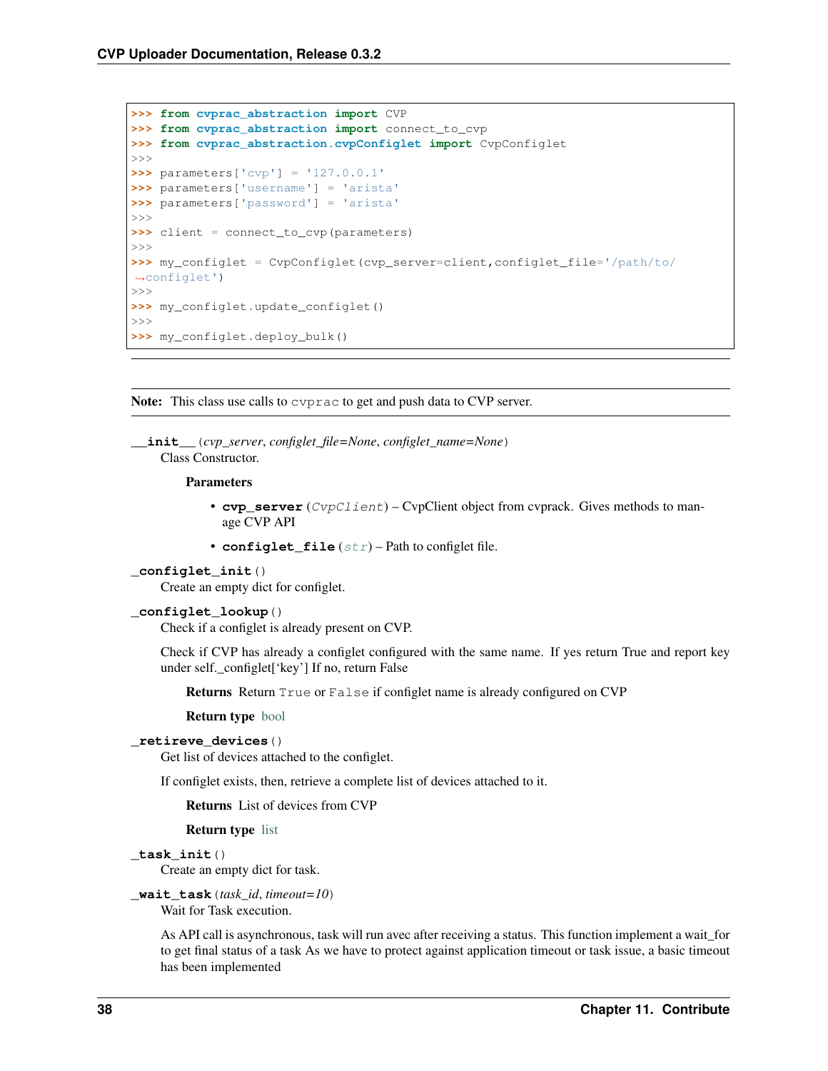```
>>> from cvprac_abstraction import CVP
>>> from cvprac_abstraction import connect_to_cvp
>>> from cvprac_abstraction.cvpConfiglet import CvpConfiglet
>>>
>>> parameters['cvp'] = '127.0.0.1'
>>> parameters['username'] = 'arista'
>>> parameters['password'] = 'arista'
>>>
>>> client = connect_to_cvp(parameters)
>>>
>>> my_configlet = CvpConfiglet(cvp_server=client,configlet_file='/path/to/
↪configlet')
>>>
>>> my_configlet.update_configlet()
>>>
>>> my_configlet.deploy_bulk()
```

---

**Note:** This class use calls to `cvprac` to get and push data to CVP server.

**`__init__`**(*cvp_server*, *configlet_file=None*, *configlet_name=None*)

Class Constructor.

**Parameters**

- **cvp_server** (*CvpClient*) – CvpClient object from cvprack. Gives methods to manage CVP API
- **configlet_file** (*str*) – Path to configlet file.

**`_configlet_init`**()

Create an empty dict for configlet.

**`_configlet_lookup`**()

Check if a configlet is already present on CVP.

Check if CVP has already a configlet configured with the same name. If yes return True and report key under self._configlet['key'] If no, return False

**Returns** Return `True` or `False` if configlet name is already configured on CVP

**Return type** bool

**`_retireve_devices`**()

Get list of devices attached to the configlet.

If configlet exists, then, retrieve a complete list of devices attached to it.

**Returns** List of devices from CVP

**Return type** list

**`_task_init`**()

Create an empty dict for task.

**`_wait_task`**(*task_id*, *timeout=10*)

Wait for Task execution.

As API call is asynchronous, task will run avec after receiving a status. This function implement a wait_for to get final status of a task As we have to protect against application timeout or task issue, a basic timeout has been implemented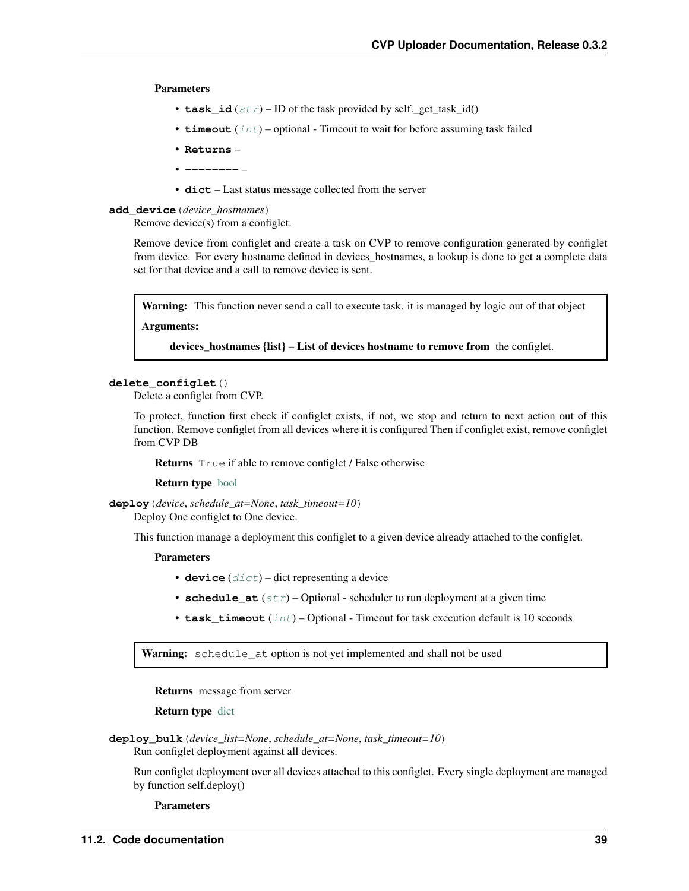**Parameters**

- **task_id** (*str*) – ID of the task provided by self._get_task_id()
- **timeout** (*int*) – optional - Timeout to wait for before assuming task failed
- **Returns** –
- **--------** –
- **dict** – Last status message collected from the server

**add_device**(*device_hostnames*)

Remove device(s) from a configlet.

Remove device from configlet and create a task on CVP to remove configuration generated by configlet from device. For every hostname defined in devices_hostnames, a lookup is done to get a complete data set for that device and a call to remove device is sent.

> **Warning:** This function never send a call to execute task. it is managed by logic out of that object
>
> **Arguments:**
>
> **devices_hostnames {list} – List of devices hostname to remove from** the configlet.

**delete_configlet**()

Delete a configlet from CVP.

To protect, function first check if configlet exists, if not, we stop and return to next action out of this function. Remove configlet from all devices where it is configured Then if configlet exist, remove configlet from CVP DB

**Returns** `True` if able to remove configlet / False otherwise

**Return type** bool

**deploy**(*device*, *schedule_at=None*, *task_timeout=10*)

Deploy One configlet to One device.

This function manage a deployment this configlet to a given device already attached to the configlet.

**Parameters**

- **device** (*dict*) – dict representing a device
- **schedule_at** (*str*) – Optional - scheduler to run deployment at a given time
- **task_timeout** (*int*) – Optional - Timeout for task execution default is 10 seconds

> **Warning:** `schedule_at` option is not yet implemented and shall not be used

**Returns** message from server

**Return type** dict

**deploy_bulk**(*device_list=None*, *schedule_at=None*, *task_timeout=10*)

Run configlet deployment against all devices.

Run configlet deployment over all devices attached to this configlet. Every single deployment are managed by function self.deploy()

**Parameters**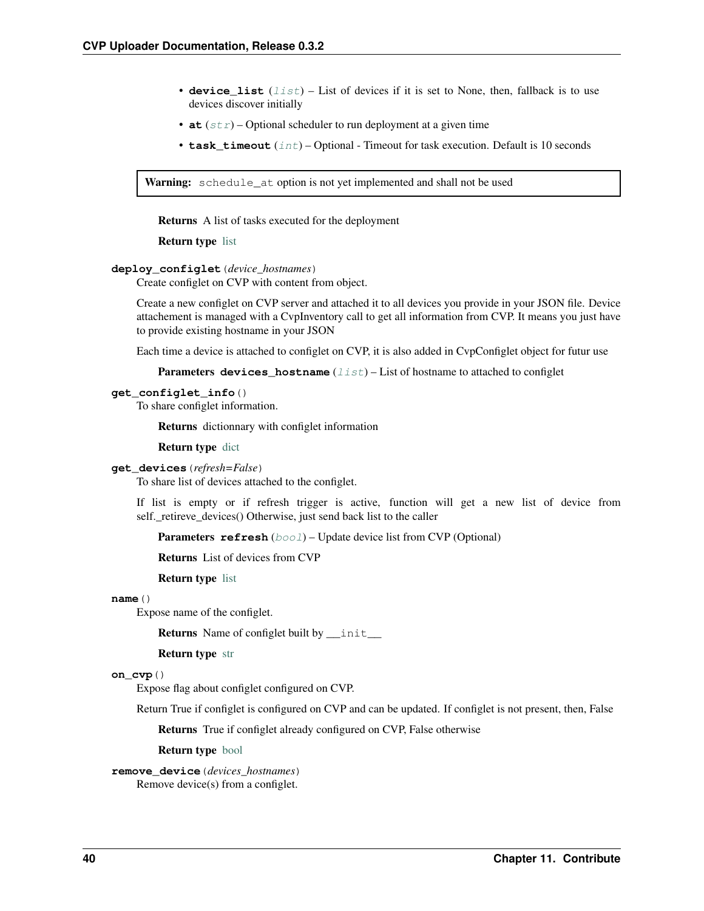- **device_list** (*list*) – List of devices if it is set to None, then, fallback is to use devices discover initially
- **at** (*str*) – Optional scheduler to run deployment at a given time
- **task_timeout** (*int*) – Optional - Timeout for task execution. Default is 10 seconds

> **Warning:** `schedule_at` option is not yet implemented and shall not be used

**Returns** A list of tasks executed for the deployment

**Return type** list

**deploy_configlet**(*device_hostnames*)

Create configlet on CVP with content from object.

Create a new configlet on CVP server and attached it to all devices you provide in your JSON file. Device attachement is managed with a CvpInventory call to get all information from CVP. It means you just have to provide existing hostname in your JSON

Each time a device is attached to configlet on CVP, it is also added in CvpConfiglet object for futur use

**Parameters** **devices_hostname** (*list*) – List of hostname to attached to configlet

**get_configlet_info**()

To share configlet information.

**Returns** dictionnary with configlet information

**Return type** dict

**get_devices**(*refresh=False*)

To share list of devices attached to the configlet.

If list is empty or if refresh trigger is active, function will get a new list of device from self._retireve_devices() Otherwise, just send back list to the caller

**Parameters** **refresh** (*bool*) – Update device list from CVP (Optional)

**Returns** List of devices from CVP

**Return type** list

**name**()

Expose name of the configlet.

**Returns** Name of configlet built by `__init__`

**Return type** str

**on_cvp**()

Expose flag about configlet configured on CVP.

Return True if configlet is configured on CVP and can be updated. If configlet is not present, then, False

**Returns** True if configlet already configured on CVP, False otherwise

**Return type** bool

**remove_device**(*devices_hostnames*)

Remove device(s) from a configlet.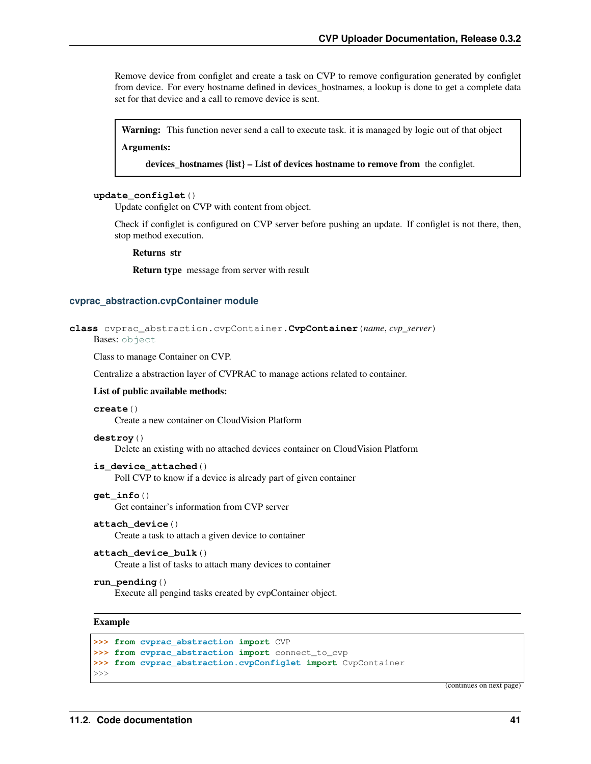Remove device from configlet and create a task on CVP to remove configuration generated by configlet from device. For every hostname defined in devices_hostnames, a lookup is done to get a complete data set for that device and a call to remove device is sent.

> **Warning:** This function never send a call to execute task. it is managed by logic out of that object
>
> **Arguments:**
>
> **devices_hostnames {list} – List of devices hostname to remove from** the configlet.

**update_configlet()**

Update configlet on CVP with content from object.

Check if configlet is configured on CVP server before pushing an update. If configlet is not there, then, stop method execution.

**Returns** str

**Return type** message from server with result

### cvprac_abstraction.cvpContainer module

**class** cvprac_abstraction.cvpContainer.**CvpContainer**(*name*, *cvp_server*)

Bases: `object`

Class to manage Container on CVP.

Centralize a abstraction layer of CVPRAC to manage actions related to container.

**List of public available methods:**

**create()**
Create a new container on CloudVision Platform

**destroy()**
Delete an existing with no attached devices container on CloudVision Platform

**is_device_attached()**
Poll CVP to know if a device is already part of given container

**get_info()**
Get container's information from CVP server

**attach_device()**
Create a task to attach a given device to container

**attach_device_bulk()**
Create a list of tasks to attach many devices to container

**run_pending()**
Execute all pengind tasks created by cvpContainer object.

**Example**

```
>>> from cvprac_abstraction import CVP
>>> from cvprac_abstraction import connect_to_cvp
>>> from cvprac_abstraction.cvpConfiglet import CvpContainer
>>>
```

(continues on next page)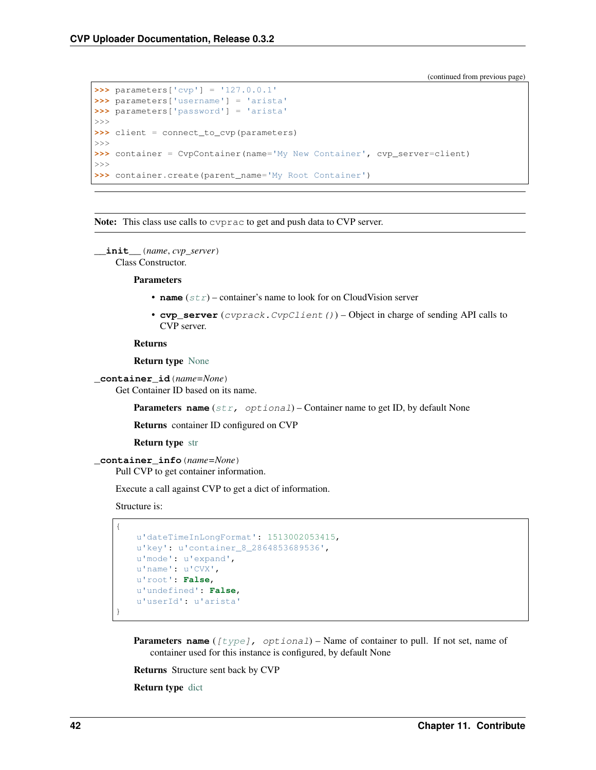(continued from previous page)

```
>>> parameters['cvp'] = '127.0.0.1'
>>> parameters['username'] = 'arista'
>>> parameters['password'] = 'arista'
>>>
>>> client = connect_to_cvp(parameters)
>>>
>>> container = CvpContainer(name='My New Container', cvp_server=client)
>>>
>>> container.create(parent_name='My Root Container')
```

**Note:** This class use calls to `cvprac` to get and push data to CVP server.

**`__init__`**(*name*, *cvp_server*)

Class Constructor.

**Parameters**

- **name** (*str*) – container's name to look for on CloudVision server
- **cvp_server** (*cvprack.CvpClient()*) – Object in charge of sending API calls to CVP server.

**Returns**

**Return type** None

**`_container_id`**(*name=None*)

Get Container ID based on its name.

**Parameters** **name** (*str, optional*) – Container name to get ID, by default None

**Returns** container ID configured on CVP

**Return type** str

**`_container_info`**(*name=None*)

Pull CVP to get container information.

Execute a call against CVP to get a dict of information.

Structure is:

```
{
    u'dateTimeInLongFormat': 1513002053415,
    u'key': u'container_8_2864853689536',
    u'mode': u'expand',
    u'name': u'CVX',
    u'root': False,
    u'undefined': False,
    u'userId': u'arista'
}
```

**Parameters** **name** (*[type], optional*) – Name of container to pull. If not set, name of container used for this instance is configured, by default None

**Returns** Structure sent back by CVP

**Return type** dict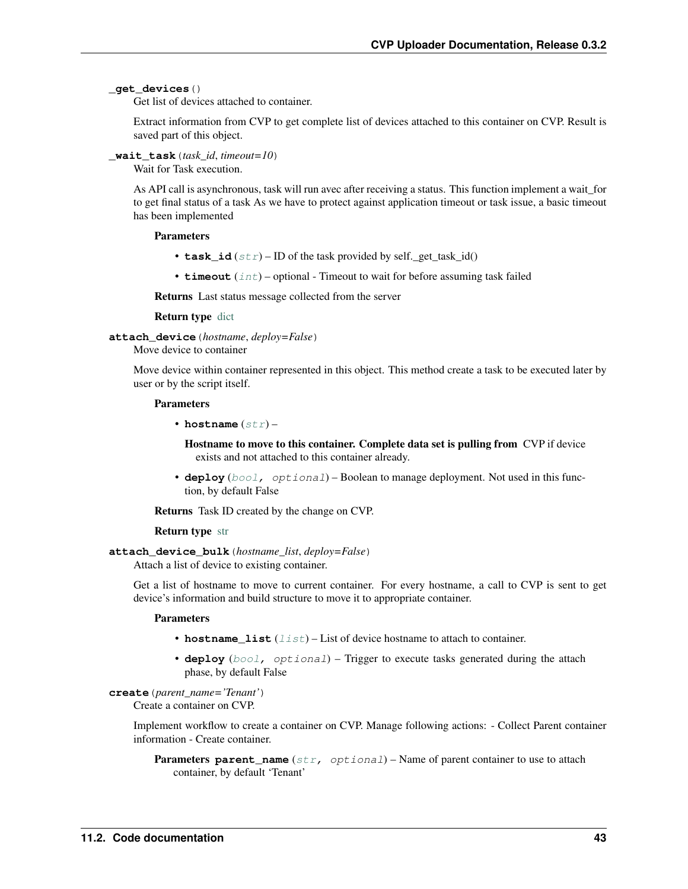**_get_devices**()

Get list of devices attached to container.

Extract information from CVP to get complete list of devices attached to this container on CVP. Result is saved part of this object.

**_wait_task**(*task_id*, *timeout=10*)

Wait for Task execution.

As API call is asynchronous, task will run avec after receiving a status. This function implement a wait_for to get final status of a task As we have to protect against application timeout or task issue, a basic timeout has been implemented

**Parameters**

- **task_id** (*str*) – ID of the task provided by self._get_task_id()
- **timeout** (*int*) – optional - Timeout to wait for before assuming task failed

**Returns** Last status message collected from the server

**Return type** dict

**attach_device**(*hostname*, *deploy=False*)

Move device to container

Move device within container represented in this object. This method create a task to be executed later by user or by the script itself.

**Parameters**

- **hostname** (*str*) –

  **Hostname to move to this container. Complete data set is pulling from** CVP if device exists and not attached to this container already.

- **deploy** (*bool, optional*) – Boolean to manage deployment. Not used in this function, by default False

**Returns** Task ID created by the change on CVP.

**Return type** str

**attach_device_bulk**(*hostname_list*, *deploy=False*)

Attach a list of device to existing container.

Get a list of hostname to move to current container. For every hostname, a call to CVP is sent to get device's information and build structure to move it to appropriate container.

**Parameters**

- **hostname_list** (*list*) – List of device hostname to attach to container.
- **deploy** (*bool, optional*) – Trigger to execute tasks generated during the attach phase, by default False

**create**(*parent_name='Tenant'*)

Create a container on CVP.

Implement workflow to create a container on CVP. Manage following actions: - Collect Parent container information - Create container.

**Parameters** **parent_name** (*str, optional*) – Name of parent container to use to attach container, by default 'Tenant'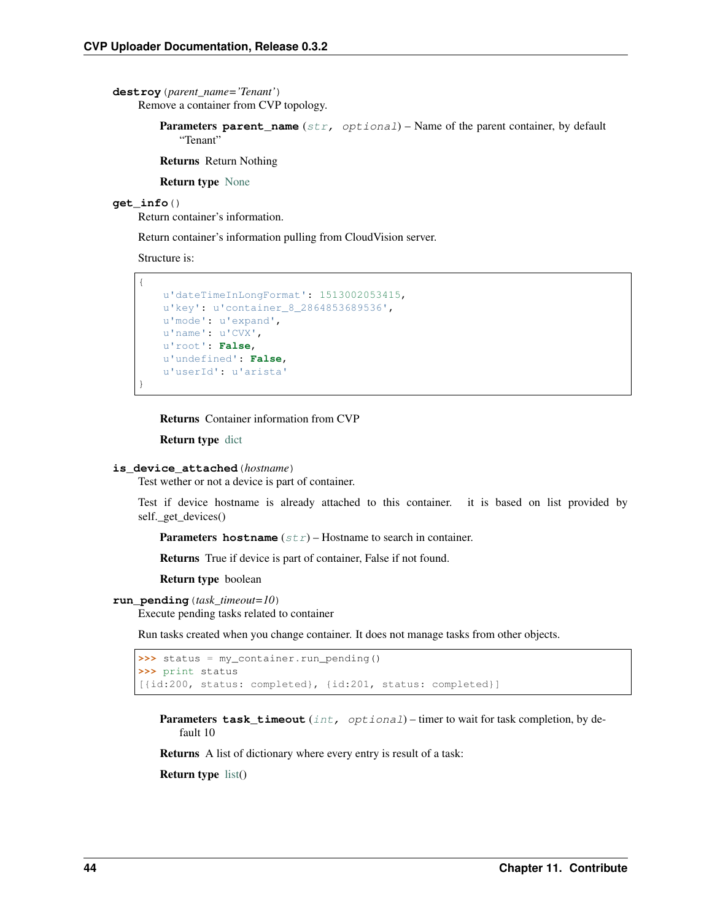**destroy**(*parent_name='Tenant'*)

Remove a container from CVP topology.

**Parameters** **parent_name** (*str, optional*) – Name of the parent container, by default "Tenant"

**Returns** Return Nothing

**Return type** None

**get_info**()

Return container's information.

Return container's information pulling from CloudVision server.

Structure is:

```
{
    u'dateTimeInLongFormat': 1513002053415,
    u'key': u'container_8_2864853689536',
    u'mode': u'expand',
    u'name': u'CVX',
    u'root': False,
    u'undefined': False,
    u'userId': u'arista'
}
```

**Returns** Container information from CVP

**Return type** dict

**is_device_attached**(*hostname*)

Test wether or not a device is part of container.

Test if device hostname is already attached to this container. it is based on list provided by self._get_devices()

**Parameters** **hostname** (*str*) – Hostname to search in container.

**Returns** True if device is part of container, False if not found.

**Return type** boolean

**run_pending**(*task_timeout=10*)

Execute pending tasks related to container

Run tasks created when you change container. It does not manage tasks from other objects.

```
>>> status = my_container.run_pending()
>>> print status
[{id:200, status: completed}, {id:201, status: completed}]
```

**Parameters** **task_timeout** (*int, optional*) – timer to wait for task completion, by default 10

**Returns** A list of dictionary where every entry is result of a task:

**Return type** list()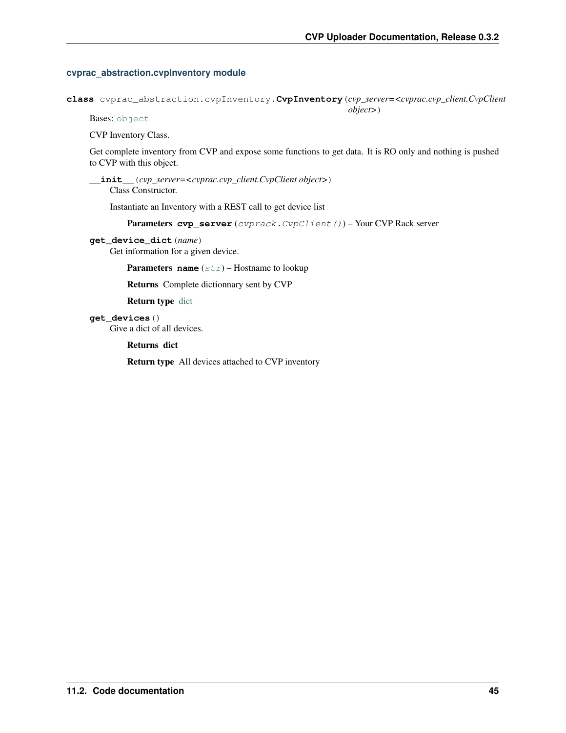### cvprac_abstraction.cvpInventory module

**class** cvprac_abstraction.cvpInventory.**CvpInventory**(*cvp_server=<cvprac.cvp_client.CvpClient object>*)

Bases: object

CVP Inventory Class.

Get complete inventory from CVP and expose some functions to get data. It is RO only and nothing is pushed to CVP with this object.

**__init__**(*cvp_server=<cvprac.cvp_client.CvpClient object>*)

Class Constructor.

Instantiate an Inventory with a REST call to get device list

**Parameters** **cvp_server** (*cvprack.CvpClient()*) – Your CVP Rack server

**get_device_dict**(*name*)

Get information for a given device.

**Parameters** **name** (*str*) – Hostname to lookup

**Returns** Complete dictionnary sent by CVP

**Return type** dict

**get_devices**()

Give a dict of all devices.

**Returns** **dict**

**Return type** All devices attached to CVP inventory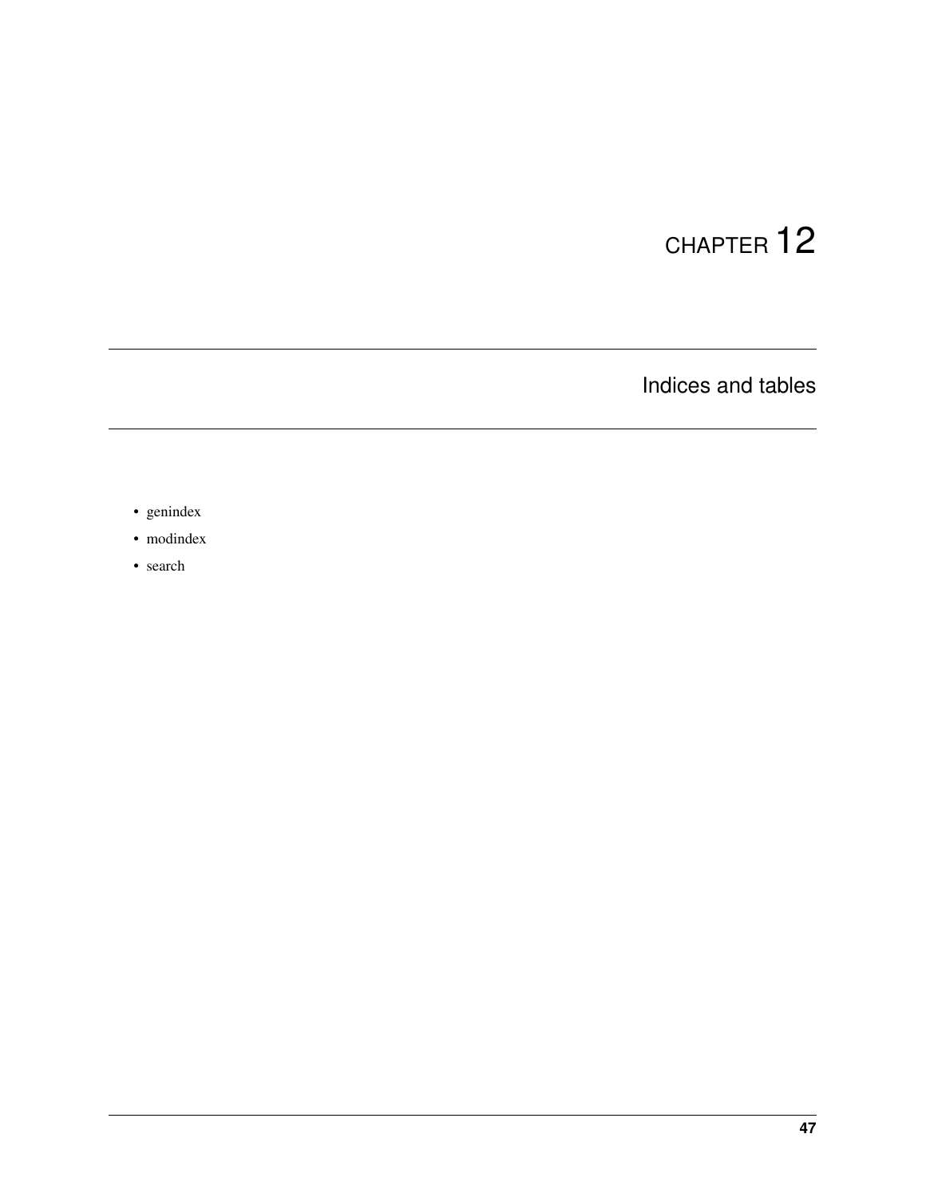# CHAPTER 12

## Indices and tables

- genindex
- modindex
- search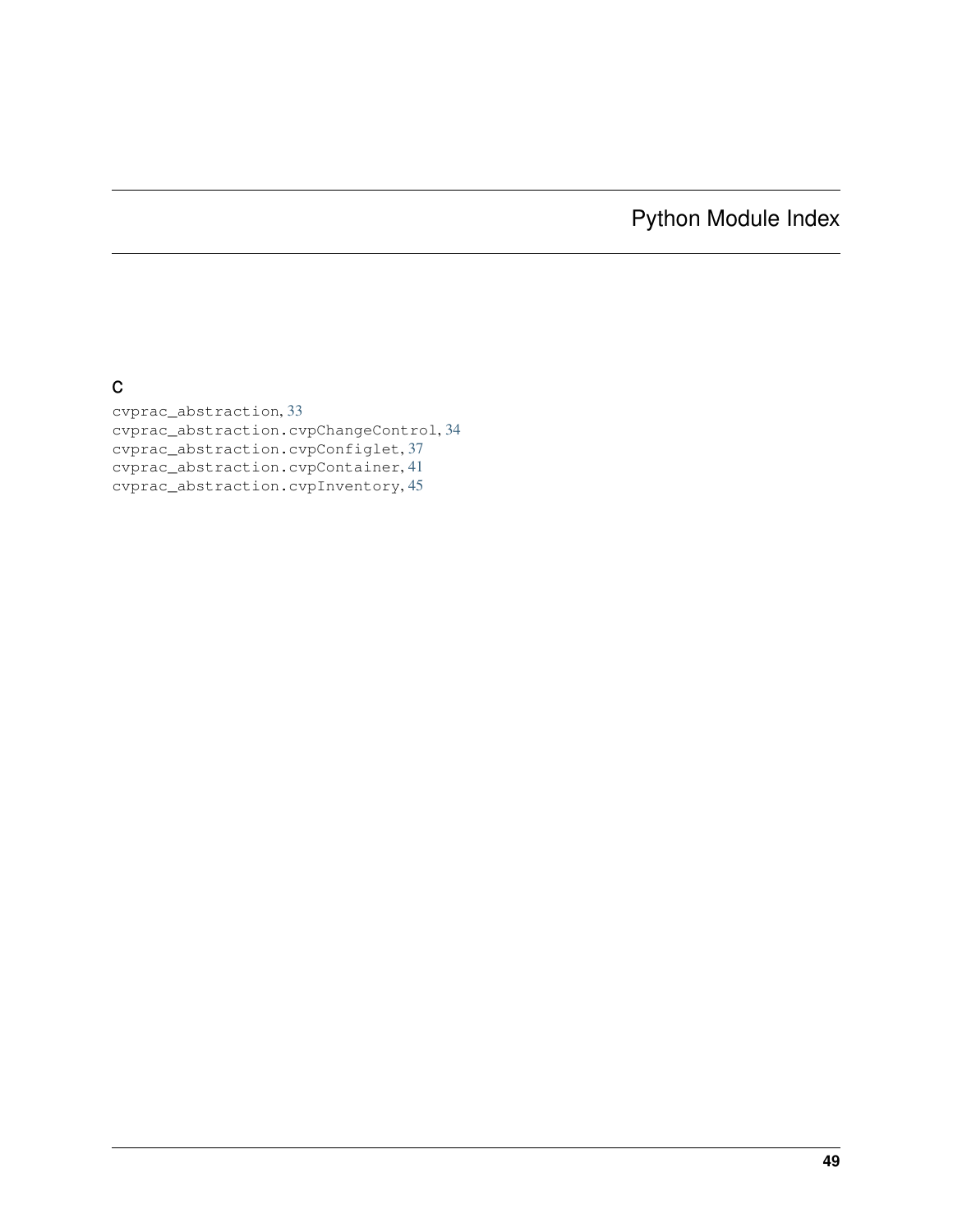# Python Module Index

## c

cvprac_abstraction, 33
cvprac_abstraction.cvpChangeControl, 34
cvprac_abstraction.cvpConfiglet, 37
cvprac_abstraction.cvpContainer, 41
cvprac_abstraction.cvpInventory, 45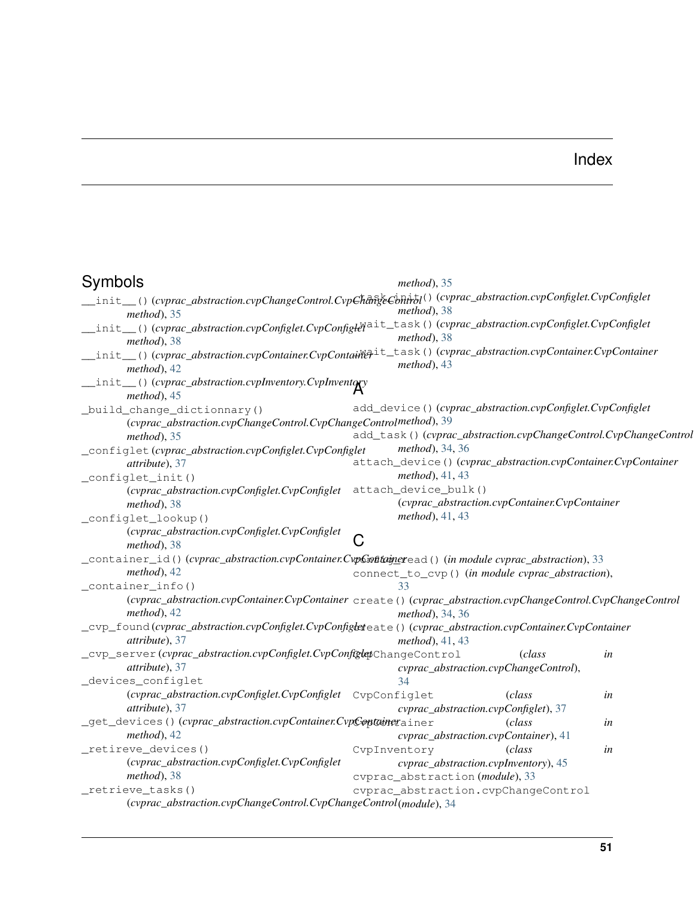# Index

## Symbols

`__init__()` (*cvprac_abstraction.cvpChangeControl.CvpChangeControl method*), 35

`__init__()` (*cvprac_abstraction.cvpConfiglet.CvpConfiglet method*), 38

`__init__()` (*cvprac_abstraction.cvpContainer.CvpContainer method*), 42

`__init__()` (*cvprac_abstraction.cvpInventory.CvpInventory method*), 45

`_build_change_dictionnary()` (*cvprac_abstraction.cvpChangeControl.CvpChangeControl method*), 35

`_configlet` (*cvprac_abstraction.cvpConfiglet.CvpConfiglet attribute*), 37

`_configlet_init()` (*cvprac_abstraction.cvpConfiglet.CvpConfiglet method*), 38

`_configlet_lookup()` (*cvprac_abstraction.cvpConfiglet.CvpConfiglet method*), 38

`_container_id()` (*cvprac_abstraction.cvpContainer.CvpContainer method*), 42

`_container_info()` (*cvprac_abstraction.cvpContainer.CvpContainer method*), 42

`_cvp_found` (*cvprac_abstraction.cvpConfiglet.CvpConfiglet attribute*), 37

`_cvp_server` (*cvprac_abstraction.cvpConfiglet.CvpConfiglet attribute*), 37

`_devices_configlet` (*cvprac_abstraction.cvpConfiglet.CvpConfiglet attribute*), 37

`_get_devices()` (*cvprac_abstraction.cvpContainer.CvpContainer method*), 42

`_retireve_devices()` (*cvprac_abstraction.cvpConfiglet.CvpConfiglet method*), 38

`_retrieve_tasks()` (*cvprac_abstraction.cvpChangeControl.CvpChangeControl method*), 35

`_task_init()` (*cvprac_abstraction.cvpConfiglet.CvpConfiglet method*), 38

`_wait_task()` (*cvprac_abstraction.cvpConfiglet.CvpConfiglet method*), 38

`_wait_task()` (*cvprac_abstraction.cvpContainer.CvpContainer method*), 43

## A

`add_device()` (*cvprac_abstraction.cvpConfiglet.CvpConfiglet method*), 39

`add_task()` (*cvprac_abstraction.cvpChangeControl.CvpChangeControl method*), 34, 36

`attach_device()` (*cvprac_abstraction.cvpContainer.CvpContainer method*), 41, 43

`attach_device_bulk()` (*cvprac_abstraction.cvpContainer.CvpContainer method*), 41, 43

## C

`config_read()` (*in module cvprac_abstraction*), 33

`connect_to_cvp()` (*in module cvprac_abstraction*), 33

`create()` (*cvprac_abstraction.cvpChangeControl.CvpChangeControl method*), 34, 36

`create()` (*cvprac_abstraction.cvpContainer.CvpContainer method*), 41, 43

`CvpChangeControl` (*class in cvprac_abstraction.cvpChangeControl*), 34

`CvpConfiglet` (*class in cvprac_abstraction.cvpConfiglet*), 37

`CvpContainer` (*class in cvprac_abstraction.cvpContainer*), 41

`CvpInventory` (*class in cvprac_abstraction.cvpInventory*), 45

`cvprac_abstraction` (*module*), 33

`cvprac_abstraction.cvpChangeControl` (*module*), 34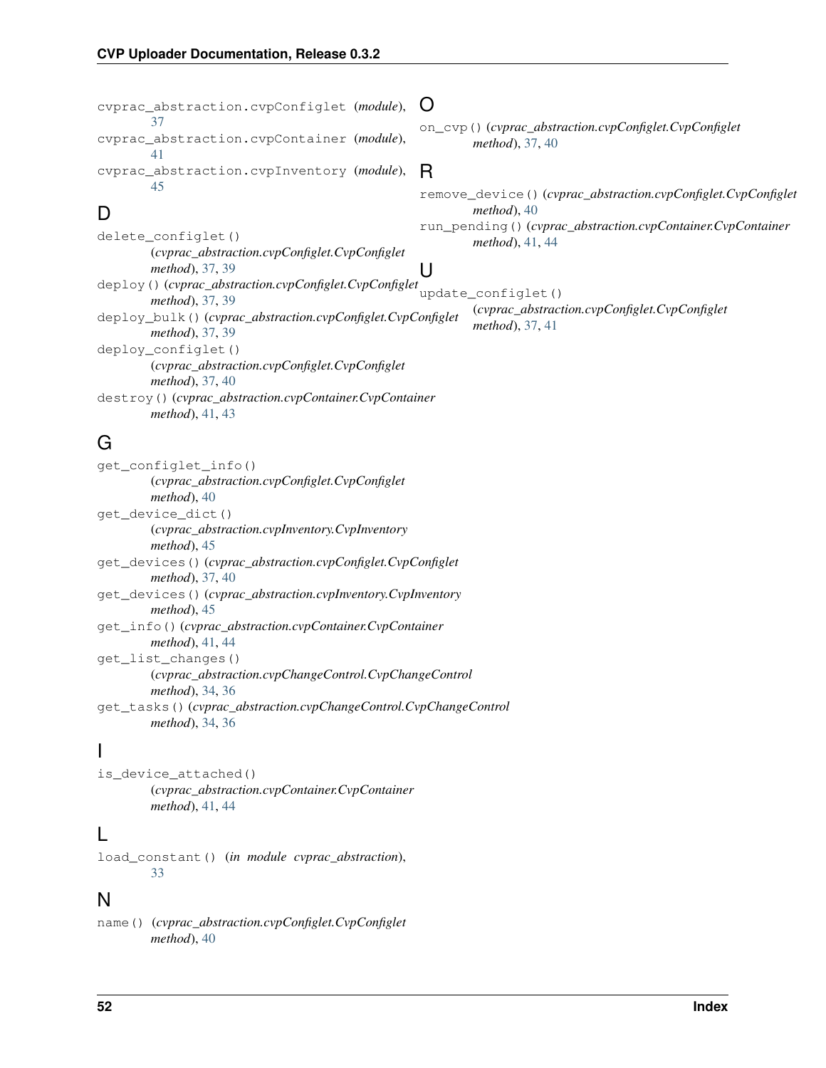cvprac_abstraction.cvpConfiglet (*module*), 37

cvprac_abstraction.cvpContainer (*module*), 41

cvprac_abstraction.cvpInventory (*module*), 45

## D

delete_configlet() (*cvprac_abstraction.cvpConfiglet.CvpConfiglet method*), 37, 39

deploy() (*cvprac_abstraction.cvpConfiglet.CvpConfiglet method*), 37, 39

deploy_bulk() (*cvprac_abstraction.cvpConfiglet.CvpConfiglet method*), 37, 39

deploy_configlet() (*cvprac_abstraction.cvpConfiglet.CvpConfiglet method*), 37, 40

destroy() (*cvprac_abstraction.cvpContainer.CvpContainer method*), 41, 43

## G

get_configlet_info() (*cvprac_abstraction.cvpConfiglet.CvpConfiglet method*), 40

get_device_dict() (*cvprac_abstraction.cvpInventory.CvpInventory method*), 45

get_devices() (*cvprac_abstraction.cvpConfiglet.CvpConfiglet method*), 37, 40

get_devices() (*cvprac_abstraction.cvpInventory.CvpInventory method*), 45

get_info() (*cvprac_abstraction.cvpContainer.CvpContainer method*), 41, 44

get_list_changes() (*cvprac_abstraction.cvpChangeControl.CvpChangeControl method*), 34, 36

get_tasks() (*cvprac_abstraction.cvpChangeControl.CvpChangeControl method*), 34, 36

## I

is_device_attached() (*cvprac_abstraction.cvpContainer.CvpContainer method*), 41, 44

## L

load_constant() (*in module cvprac_abstraction*), 33

## N

name() (*cvprac_abstraction.cvpConfiglet.CvpConfiglet method*), 40

## O

on_cvp() (*cvprac_abstraction.cvpConfiglet.CvpConfiglet method*), 37, 40

## R

remove_device() (*cvprac_abstraction.cvpConfiglet.CvpConfiglet method*), 40

run_pending() (*cvprac_abstraction.cvpContainer.CvpContainer method*), 41, 44

## U

update_configlet() (*cvprac_abstraction.cvpConfiglet.CvpConfiglet method*), 37, 41